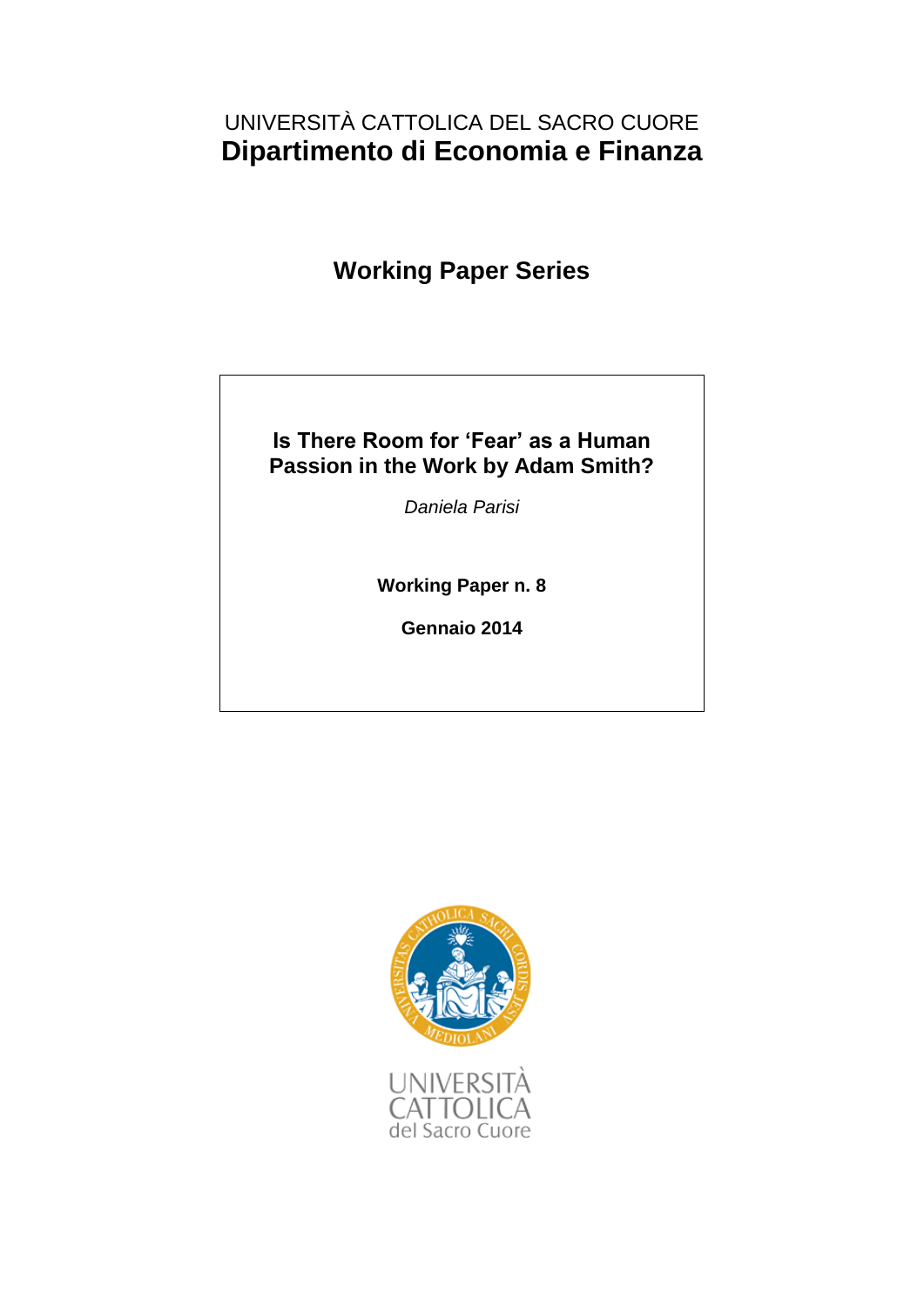UNIVERSITÀ CATTOLICA DEL SACRO CUORE

# Dipartimento di Economia e Finanza

## Working Paper Series

**Is There Room for 'Fear' as a Human Passion in the Work by Adam Smith?**

*Daniela Parisi*

**Working Paper n. 8**

**Gennaio 2014**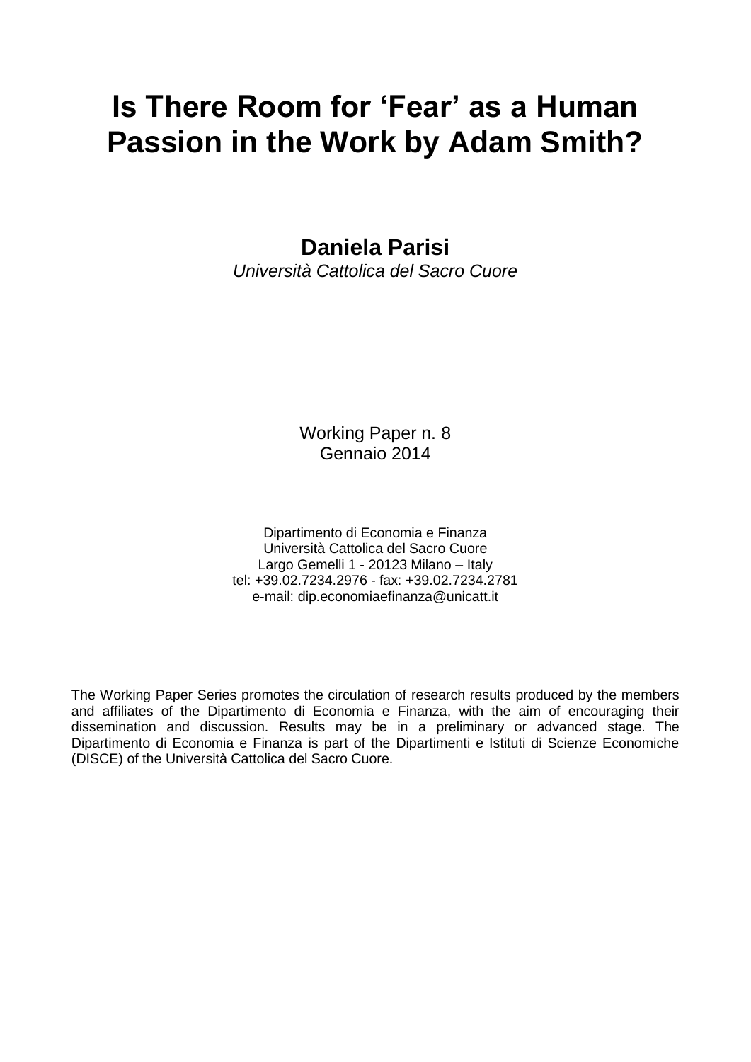# Is There Room for 'Fear' as a Human Passion in the Work by Adam Smith?

**Daniela Parisi**
*Università Cattolica del Sacro Cuore*

Working Paper n. 8
Gennaio 2014

Dipartimento di Economia e Finanza
Università Cattolica del Sacro Cuore
Largo Gemelli 1 - 20123 Milano – Italy
tel: +39.02.7234.2976 - fax: +39.02.7234.2781
e-mail: dip.economiaefinanza@unicatt.it

The Working Paper Series promotes the circulation of research results produced by the members and affiliates of the Dipartimento di Economia e Finanza, with the aim of encouraging their dissemination and discussion. Results may be in a preliminary or advanced stage. The Dipartimento di Economia e Finanza is part of the Dipartimenti e Istituti di Scienze Economiche (DISCE) of the Università Cattolica del Sacro Cuore.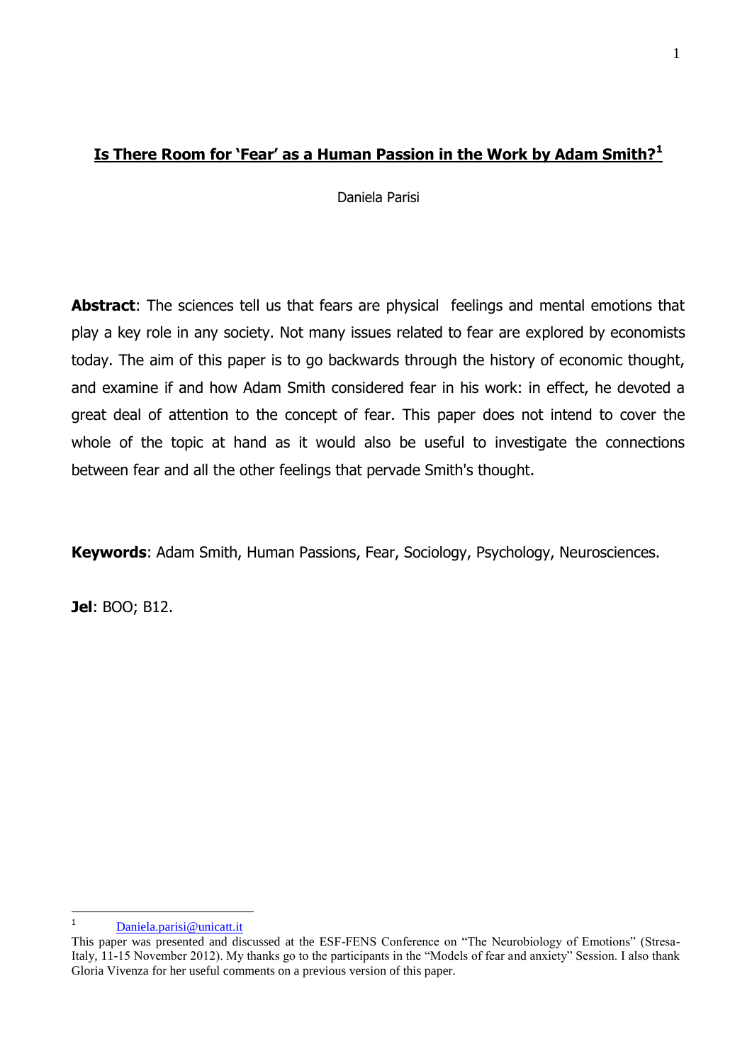# Is There Room for 'Fear' as a Human Passion in the Work by Adam Smith?[1]

Daniela Parisi

**Abstract**: The sciences tell us that fears are physical feelings and mental emotions that play a key role in any society. Not many issues related to fear are explored by economists today. The aim of this paper is to go backwards through the history of economic thought, and examine if and how Adam Smith considered fear in his work: in effect, he devoted a great deal of attention to the concept of fear. This paper does not intend to cover the whole of the topic at hand as it would also be useful to investigate the connections between fear and all the other feelings that pervade Smith's thought.

**Keywords**: Adam Smith, Human Passions, Fear, Sociology, Psychology, Neurosciences.

**Jel**: BOO; B12.

---

[1] Daniela.parisi@unicatt.it

This paper was presented and discussed at the ESF-FENS Conference on "The Neurobiology of Emotions" (Stresa-Italy, 11-15 November 2012). My thanks go to the participants in the "Models of fear and anxiety" Session. I also thank Gloria Vivenza for her useful comments on a previous version of this paper.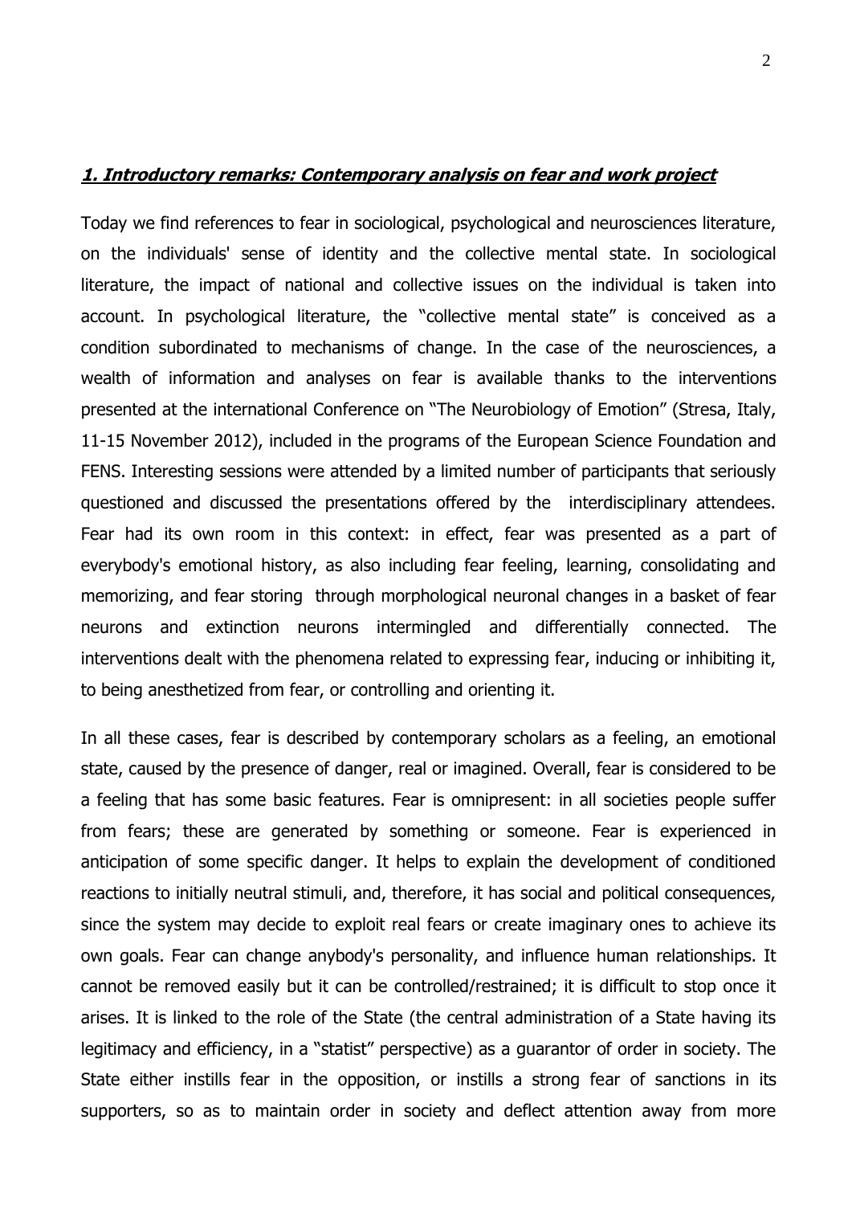## ***1. Introductory remarks: Contemporary analysis on fear and work project***

Today we find references to fear in sociological, psychological and neurosciences literature, on the individuals' sense of identity and the collective mental state. In sociological literature, the impact of national and collective issues on the individual is taken into account. In psychological literature, the "collective mental state" is conceived as a condition subordinated to mechanisms of change. In the case of the neurosciences, a wealth of information and analyses on fear is available thanks to the interventions presented at the international Conference on "The Neurobiology of Emotion" (Stresa, Italy, 11-15 November 2012), included in the programs of the European Science Foundation and FENS. Interesting sessions were attended by a limited number of participants that seriously questioned and discussed the presentations offered by the interdisciplinary attendees. Fear had its own room in this context: in effect, fear was presented as a part of everybody's emotional history, as also including fear feeling, learning, consolidating and memorizing, and fear storing through morphological neuronal changes in a basket of fear neurons and extinction neurons intermingled and differentially connected. The interventions dealt with the phenomena related to expressing fear, inducing or inhibiting it, to being anesthetized from fear, or controlling and orienting it.

In all these cases, fear is described by contemporary scholars as a feeling, an emotional state, caused by the presence of danger, real or imagined. Overall, fear is considered to be a feeling that has some basic features. Fear is omnipresent: in all societies people suffer from fears; these are generated by something or someone. Fear is experienced in anticipation of some specific danger. It helps to explain the development of conditioned reactions to initially neutral stimuli, and, therefore, it has social and political consequences, since the system may decide to exploit real fears or create imaginary ones to achieve its own goals. Fear can change anybody's personality, and influence human relationships. It cannot be removed easily but it can be controlled/restrained; it is difficult to stop once it arises. It is linked to the role of the State (the central administration of a State having its legitimacy and efficiency, in a "statist" perspective) as a guarantor of order in society. The State either instills fear in the opposition, or instills a strong fear of sanctions in its supporters, so as to maintain order in society and deflect attention away from more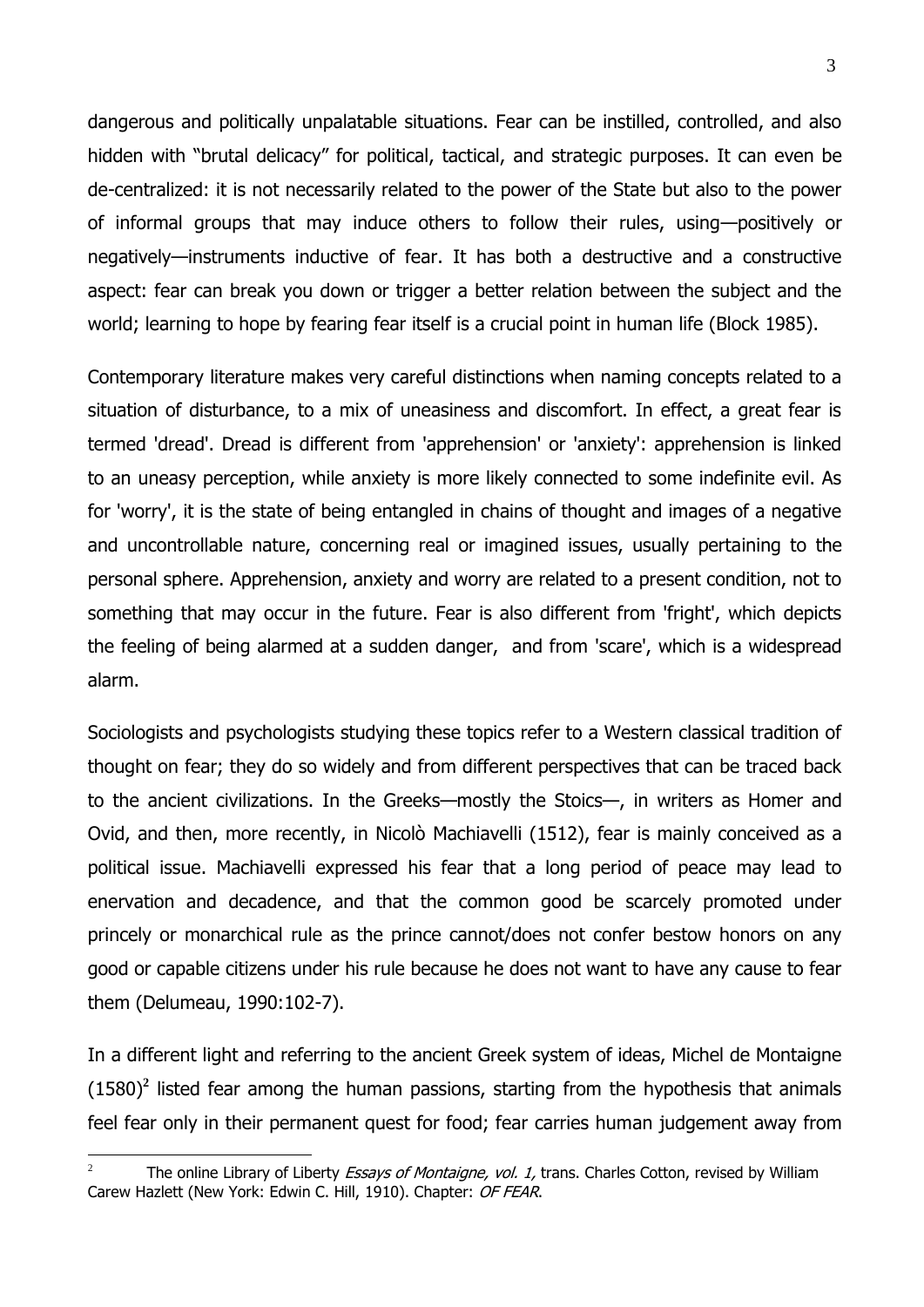dangerous and politically unpalatable situations. Fear can be instilled, controlled, and also hidden with "brutal delicacy" for political, tactical, and strategic purposes. It can even be de-centralized: it is not necessarily related to the power of the State but also to the power of informal groups that may induce others to follow their rules, using—positively or negatively—instruments inductive of fear. It has both a destructive and a constructive aspect: fear can break you down or trigger a better relation between the subject and the world; learning to hope by fearing fear itself is a crucial point in human life (Block 1985).

Contemporary literature makes very careful distinctions when naming concepts related to a situation of disturbance, to a mix of uneasiness and discomfort. In effect, a great fear is termed 'dread'. Dread is different from 'apprehension' or 'anxiety': apprehension is linked to an uneasy perception, while anxiety is more likely connected to some indefinite evil. As for 'worry', it is the state of being entangled in chains of thought and images of a negative and uncontrollable nature, concerning real or imagined issues, usually pertaining to the personal sphere. Apprehension, anxiety and worry are related to a present condition, not to something that may occur in the future. Fear is also different from 'fright', which depicts the feeling of being alarmed at a sudden danger, and from 'scare', which is a widespread alarm.

Sociologists and psychologists studying these topics refer to a Western classical tradition of thought on fear; they do so widely and from different perspectives that can be traced back to the ancient civilizations. In the Greeks—mostly the Stoics—, in writers as Homer and Ovid, and then, more recently, in Nicolò Machiavelli (1512), fear is mainly conceived as a political issue. Machiavelli expressed his fear that a long period of peace may lead to enervation and decadence, and that the common good be scarcely promoted under princely or monarchical rule as the prince cannot/does not confer bestow honors on any good or capable citizens under his rule because he does not want to have any cause to fear them (Delumeau, 1990:102-7).

In a different light and referring to the ancient Greek system of ideas, Michel de Montaigne (1580)[2] listed fear among the human passions, starting from the hypothesis that animals feel fear only in their permanent quest for food; fear carries human judgement away from

---

[2] The online Library of Liberty *Essays of Montaigne, vol. 1,* trans. Charles Cotton, revised by William Carew Hazlett (New York: Edwin C. Hill, 1910). Chapter: *OF FEAR*.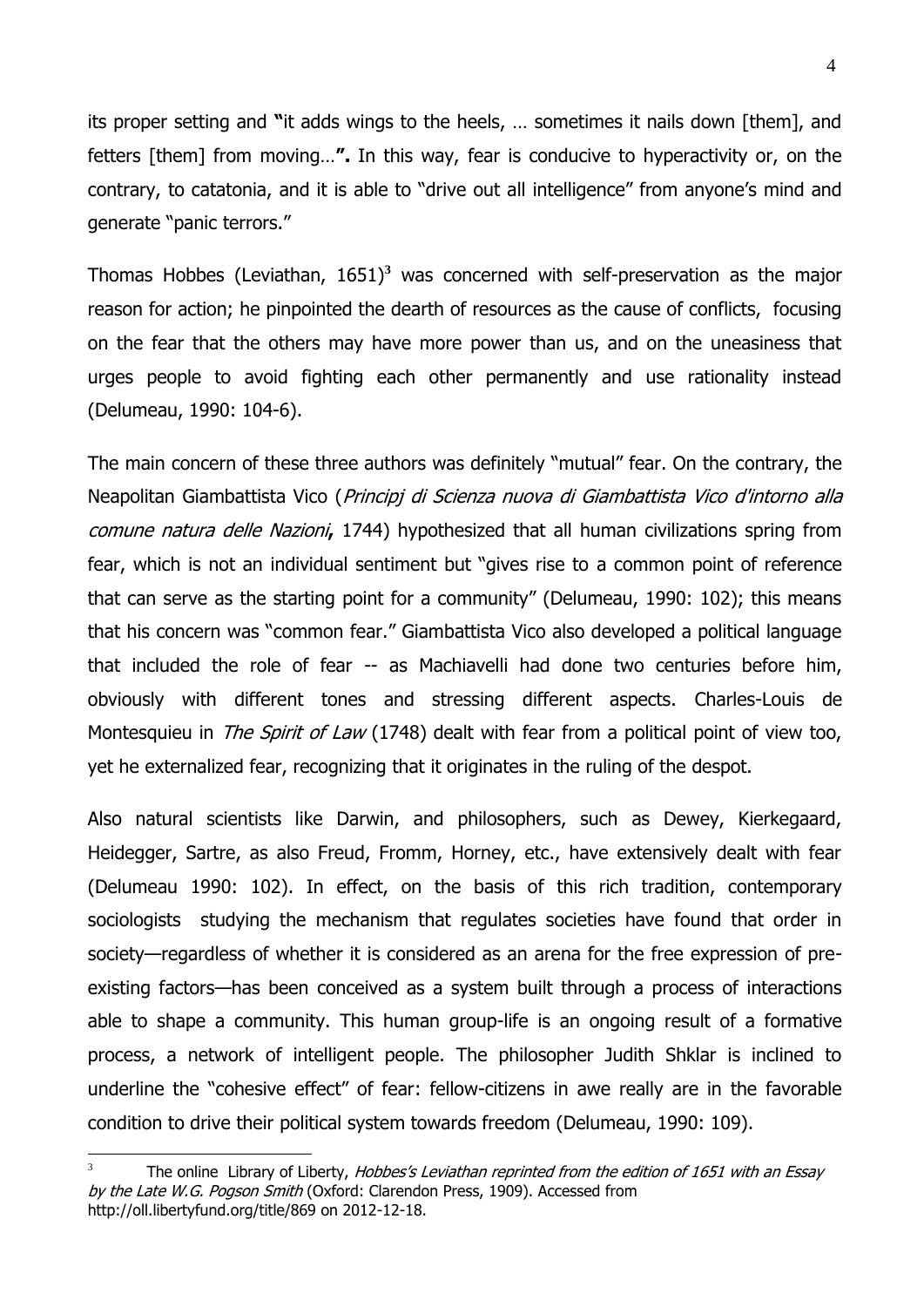its proper setting and **"**it adds wings to the heels, … sometimes it nails down [them], and fetters [them] from moving…**".** In this way, fear is conducive to hyperactivity or, on the contrary, to catatonia, and it is able to "drive out all intelligence" from anyone's mind and generate "panic terrors."

Thomas Hobbes (Leviathan, 1651)[3] was concerned with self-preservation as the major reason for action; he pinpointed the dearth of resources as the cause of conflicts, focusing on the fear that the others may have more power than us, and on the uneasiness that urges people to avoid fighting each other permanently and use rationality instead (Delumeau, 1990: 104-6).

The main concern of these three authors was definitely "mutual" fear. On the contrary, the Neapolitan Giambattista Vico (*Principj di Scienza nuova di Giambattista Vico d'intorno alla comune natura delle Nazioni***,** 1744) hypothesized that all human civilizations spring from fear, which is not an individual sentiment but "gives rise to a common point of reference that can serve as the starting point for a community" (Delumeau, 1990: 102); this means that his concern was "common fear." Giambattista Vico also developed a political language that included the role of fear -- as Machiavelli had done two centuries before him, obviously with different tones and stressing different aspects. Charles-Louis de Montesquieu in *The Spirit of Law* (1748) dealt with fear from a political point of view too, yet he externalized fear, recognizing that it originates in the ruling of the despot.

Also natural scientists like Darwin, and philosophers, such as Dewey, Kierkegaard, Heidegger, Sartre, as also Freud, Fromm, Horney, etc., have extensively dealt with fear (Delumeau 1990: 102). In effect, on the basis of this rich tradition, contemporary sociologists studying the mechanism that regulates societies have found that order in society—regardless of whether it is considered as an arena for the free expression of pre-existing factors—has been conceived as a system built through a process of interactions able to shape a community. This human group-life is an ongoing result of a formative process, a network of intelligent people. The philosopher Judith Shklar is inclined to underline the "cohesive effect" of fear: fellow-citizens in awe really are in the favorable condition to drive their political system towards freedom (Delumeau, 1990: 109).

---

[3] The online Library of Liberty, *Hobbes's Leviathan reprinted from the edition of 1651 with an Essay by the Late W.G. Pogson Smith* (Oxford: Clarendon Press, 1909). Accessed from http://oll.libertyfund.org/title/869 on 2012-12-18.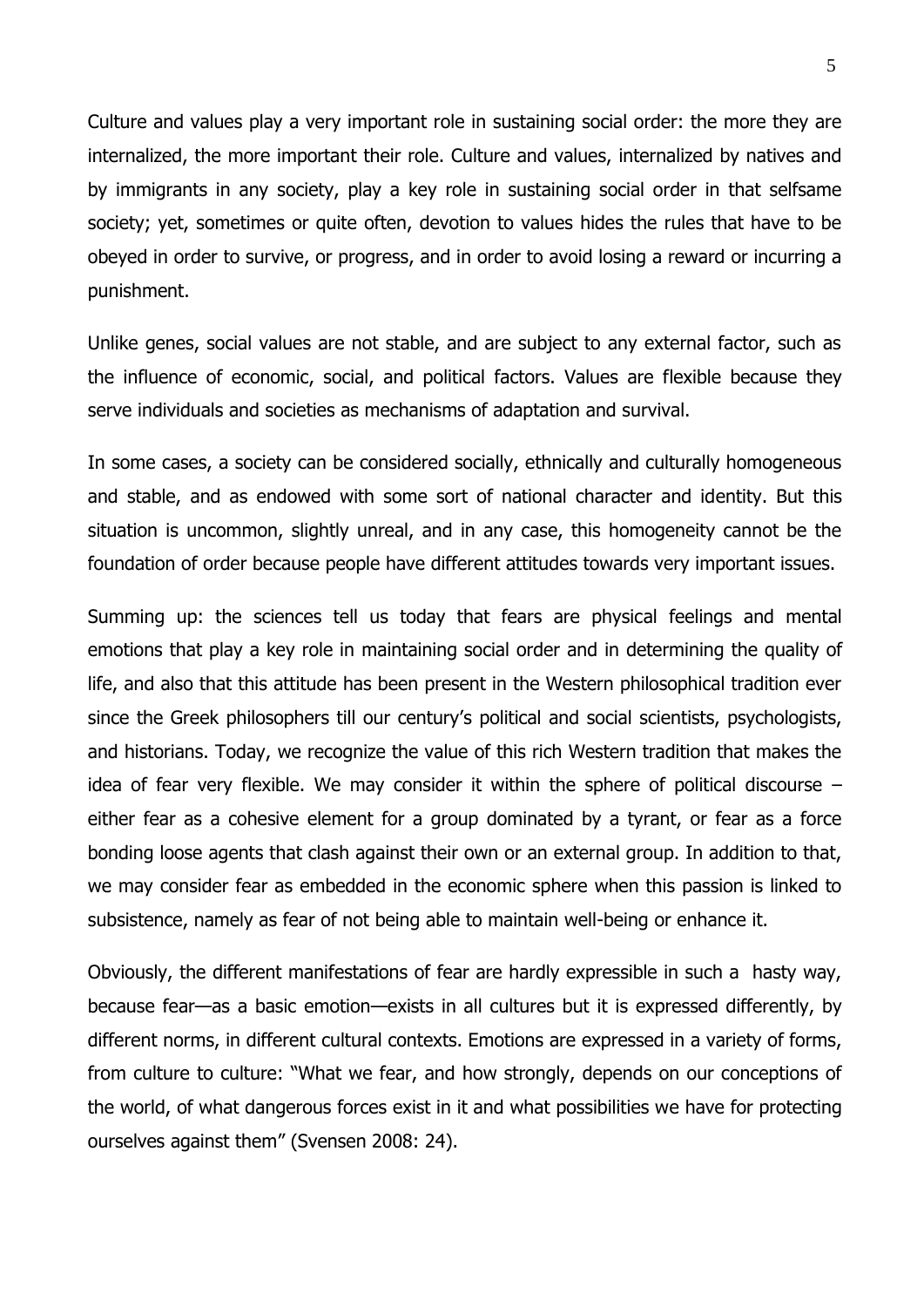Culture and values play a very important role in sustaining social order: the more they are internalized, the more important their role. Culture and values, internalized by natives and by immigrants in any society, play a key role in sustaining social order in that selfsame society; yet, sometimes or quite often, devotion to values hides the rules that have to be obeyed in order to survive, or progress, and in order to avoid losing a reward or incurring a punishment.

Unlike genes, social values are not stable, and are subject to any external factor, such as the influence of economic, social, and political factors. Values are flexible because they serve individuals and societies as mechanisms of adaptation and survival.

In some cases, a society can be considered socially, ethnically and culturally homogeneous and stable, and as endowed with some sort of national character and identity. But this situation is uncommon, slightly unreal, and in any case, this homogeneity cannot be the foundation of order because people have different attitudes towards very important issues.

Summing up: the sciences tell us today that fears are physical feelings and mental emotions that play a key role in maintaining social order and in determining the quality of life, and also that this attitude has been present in the Western philosophical tradition ever since the Greek philosophers till our century's political and social scientists, psychologists, and historians. Today, we recognize the value of this rich Western tradition that makes the idea of fear very flexible. We may consider it within the sphere of political discourse – either fear as a cohesive element for a group dominated by a tyrant, or fear as a force bonding loose agents that clash against their own or an external group. In addition to that, we may consider fear as embedded in the economic sphere when this passion is linked to subsistence, namely as fear of not being able to maintain well-being or enhance it.

Obviously, the different manifestations of fear are hardly expressible in such a hasty way, because fear—as a basic emotion—exists in all cultures but it is expressed differently, by different norms, in different cultural contexts. Emotions are expressed in a variety of forms, from culture to culture: "What we fear, and how strongly, depends on our conceptions of the world, of what dangerous forces exist in it and what possibilities we have for protecting ourselves against them" (Svensen 2008: 24).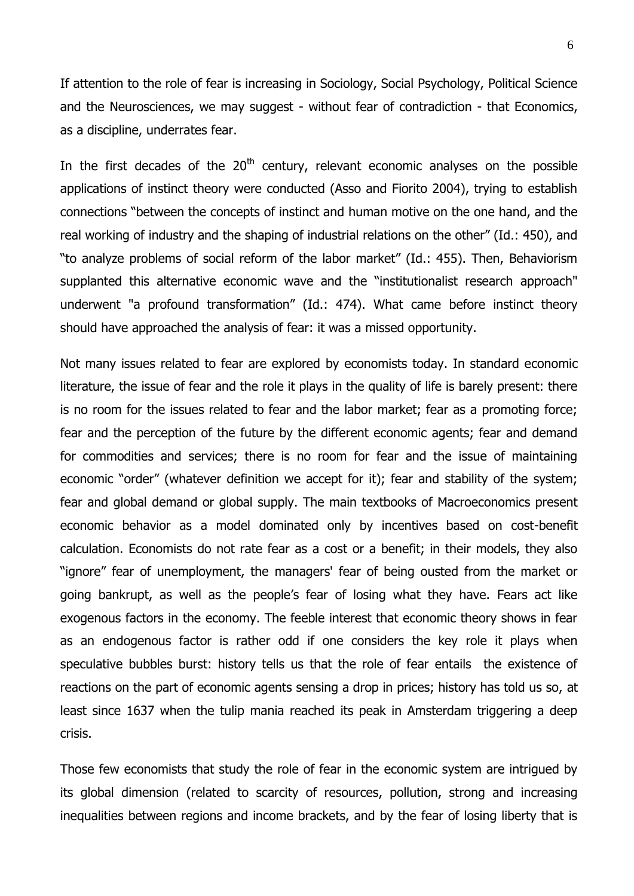If attention to the role of fear is increasing in Sociology, Social Psychology, Political Science and the Neurosciences, we may suggest - without fear of contradiction - that Economics, as a discipline, underrates fear.

In the first decades of the $20^{th}$ century, relevant economic analyses on the possible applications of instinct theory were conducted (Asso and Fiorito 2004), trying to establish connections "between the concepts of instinct and human motive on the one hand, and the real working of industry and the shaping of industrial relations on the other" (Id.: 450), and "to analyze problems of social reform of the labor market" (Id.: 455). Then, Behaviorism supplanted this alternative economic wave and the "institutionalist research approach" underwent "a profound transformation" (Id.: 474). What came before instinct theory should have approached the analysis of fear: it was a missed opportunity.

Not many issues related to fear are explored by economists today. In standard economic literature, the issue of fear and the role it plays in the quality of life is barely present: there is no room for the issues related to fear and the labor market; fear as a promoting force; fear and the perception of the future by the different economic agents; fear and demand for commodities and services; there is no room for fear and the issue of maintaining economic "order" (whatever definition we accept for it); fear and stability of the system; fear and global demand or global supply. The main textbooks of Macroeconomics present economic behavior as a model dominated only by incentives based on cost-benefit calculation. Economists do not rate fear as a cost or a benefit; in their models, they also "ignore" fear of unemployment, the managers' fear of being ousted from the market or going bankrupt, as well as the people's fear of losing what they have. Fears act like exogenous factors in the economy. The feeble interest that economic theory shows in fear as an endogenous factor is rather odd if one considers the key role it plays when speculative bubbles burst: history tells us that the role of fear entails the existence of reactions on the part of economic agents sensing a drop in prices; history has told us so, at least since 1637 when the tulip mania reached its peak in Amsterdam triggering a deep crisis.

Those few economists that study the role of fear in the economic system are intrigued by its global dimension (related to scarcity of resources, pollution, strong and increasing inequalities between regions and income brackets, and by the fear of losing liberty that is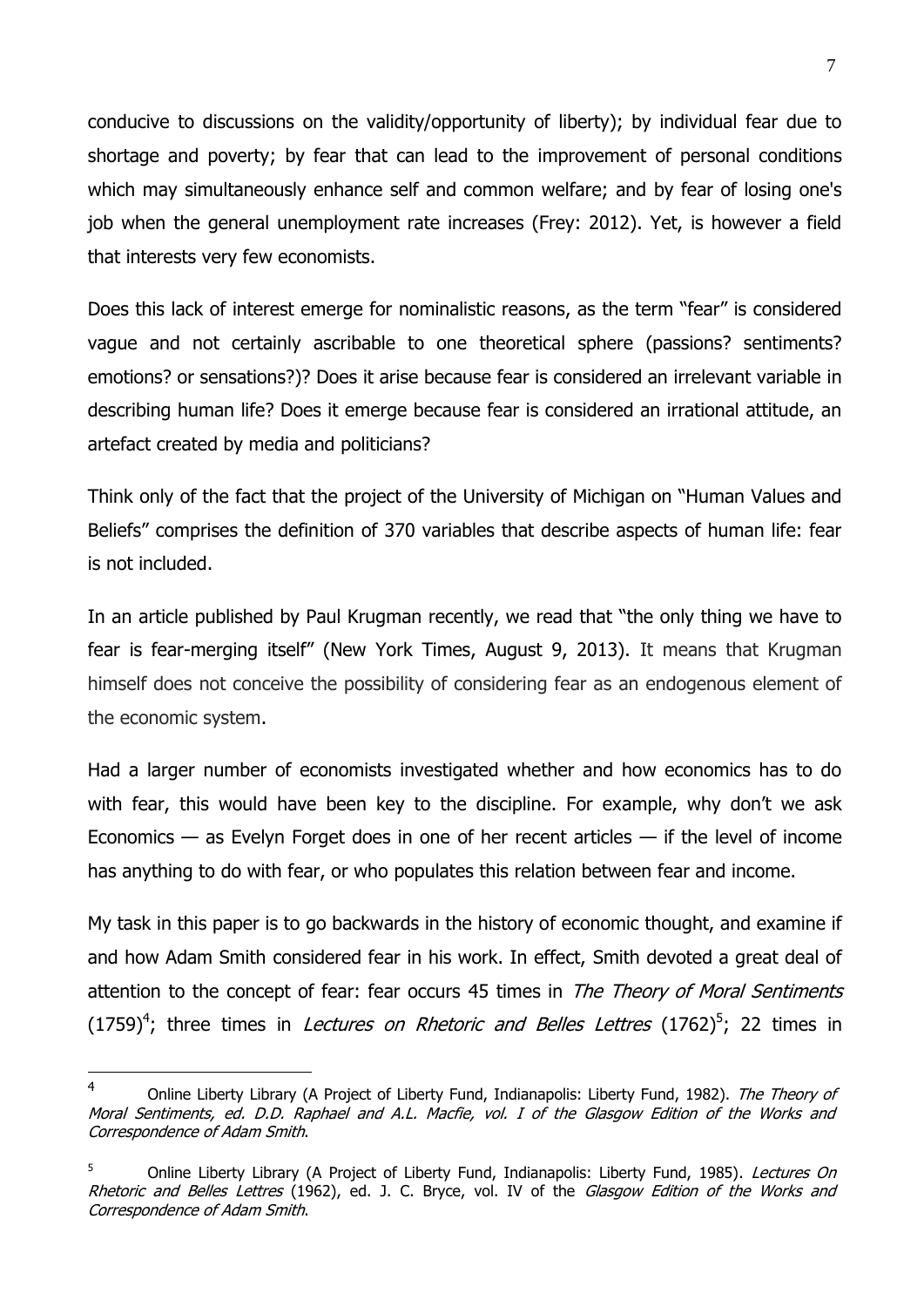conducive to discussions on the validity/opportunity of liberty); by individual fear due to shortage and poverty; by fear that can lead to the improvement of personal conditions which may simultaneously enhance self and common welfare; and by fear of losing one's job when the general unemployment rate increases (Frey: 2012). Yet, is however a field that interests very few economists.

Does this lack of interest emerge for nominalistic reasons, as the term "fear" is considered vague and not certainly ascribable to one theoretical sphere (passions? sentiments? emotions? or sensations?)? Does it arise because fear is considered an irrelevant variable in describing human life? Does it emerge because fear is considered an irrational attitude, an artefact created by media and politicians?

Think only of the fact that the project of the University of Michigan on "Human Values and Beliefs" comprises the definition of 370 variables that describe aspects of human life: fear is not included.

In an article published by Paul Krugman recently, we read that "the only thing we have to fear is fear-merging itself" (New York Times, August 9, 2013). It means that Krugman himself does not conceive the possibility of considering fear as an endogenous element of the economic system.

Had a larger number of economists investigated whether and how economics has to do with fear, this would have been key to the discipline. For example, why don't we ask Economics — as Evelyn Forget does in one of her recent articles — if the level of income has anything to do with fear, or who populates this relation between fear and income.

My task in this paper is to go backwards in the history of economic thought, and examine if and how Adam Smith considered fear in his work. In effect, Smith devoted a great deal of attention to the concept of fear: fear occurs 45 times in *The Theory of Moral Sentiments* (1759)[4]; three times in *Lectures on Rhetoric and Belles Lettres* (1762)[5]; 22 times in

---

[4] Online Liberty Library (A Project of Liberty Fund, Indianapolis: Liberty Fund, 1982). *The Theory of Moral Sentiments, ed. D.D. Raphael and A.L. Macfie, vol. I of the Glasgow Edition of the Works and Correspondence of Adam Smith*.

[5] Online Liberty Library (A Project of Liberty Fund, Indianapolis: Liberty Fund, 1985). *Lectures On Rhetoric and Belles Lettres* (1962), ed. J. C. Bryce, vol. IV of the *Glasgow Edition of the Works and Correspondence of Adam Smith*.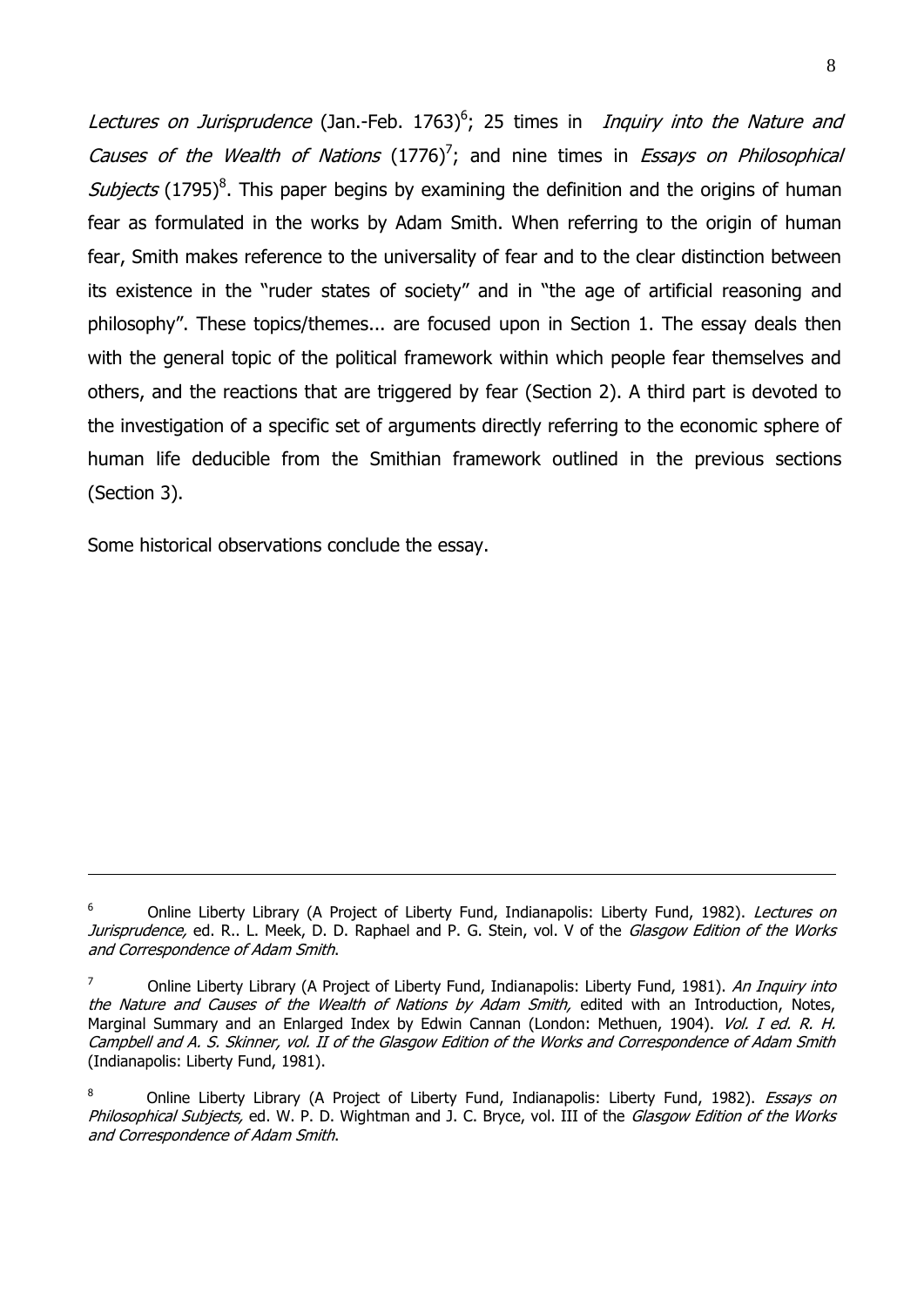*Lectures on Jurisprudence* (Jan.-Feb. 1763)[6]; 25 times in *Inquiry into the Nature and Causes of the Wealth of Nations* (1776)[7]; and nine times in *Essays on Philosophical Subjects* (1795)[8]. This paper begins by examining the definition and the origins of human fear as formulated in the works by Adam Smith. When referring to the origin of human fear, Smith makes reference to the universality of fear and to the clear distinction between its existence in the "ruder states of society" and in "the age of artificial reasoning and philosophy". These topics/themes... are focused upon in Section 1. The essay deals then with the general topic of the political framework within which people fear themselves and others, and the reactions that are triggered by fear (Section 2). A third part is devoted to the investigation of a specific set of arguments directly referring to the economic sphere of human life deducible from the Smithian framework outlined in the previous sections (Section 3).

Some historical observations conclude the essay.

---

[6] Online Liberty Library (A Project of Liberty Fund, Indianapolis: Liberty Fund, 1982). *Lectures on Jurisprudence,* ed. R.. L. Meek, D. D. Raphael and P. G. Stein, vol. V of the *Glasgow Edition of the Works and Correspondence of Adam Smith*.

[7] Online Liberty Library (A Project of Liberty Fund, Indianapolis: Liberty Fund, 1981). *An Inquiry into the Nature and Causes of the Wealth of Nations by Adam Smith,* edited with an Introduction, Notes, Marginal Summary and an Enlarged Index by Edwin Cannan (London: Methuen, 1904). *Vol. I ed. R. H. Campbell and A. S. Skinner, vol. II of the Glasgow Edition of the Works and Correspondence of Adam Smith* (Indianapolis: Liberty Fund, 1981).

[8] Online Liberty Library (A Project of Liberty Fund, Indianapolis: Liberty Fund, 1982). *Essays on Philosophical Subjects,* ed. W. P. D. Wightman and J. C. Bryce, vol. III of the *Glasgow Edition of the Works and Correspondence of Adam Smith*.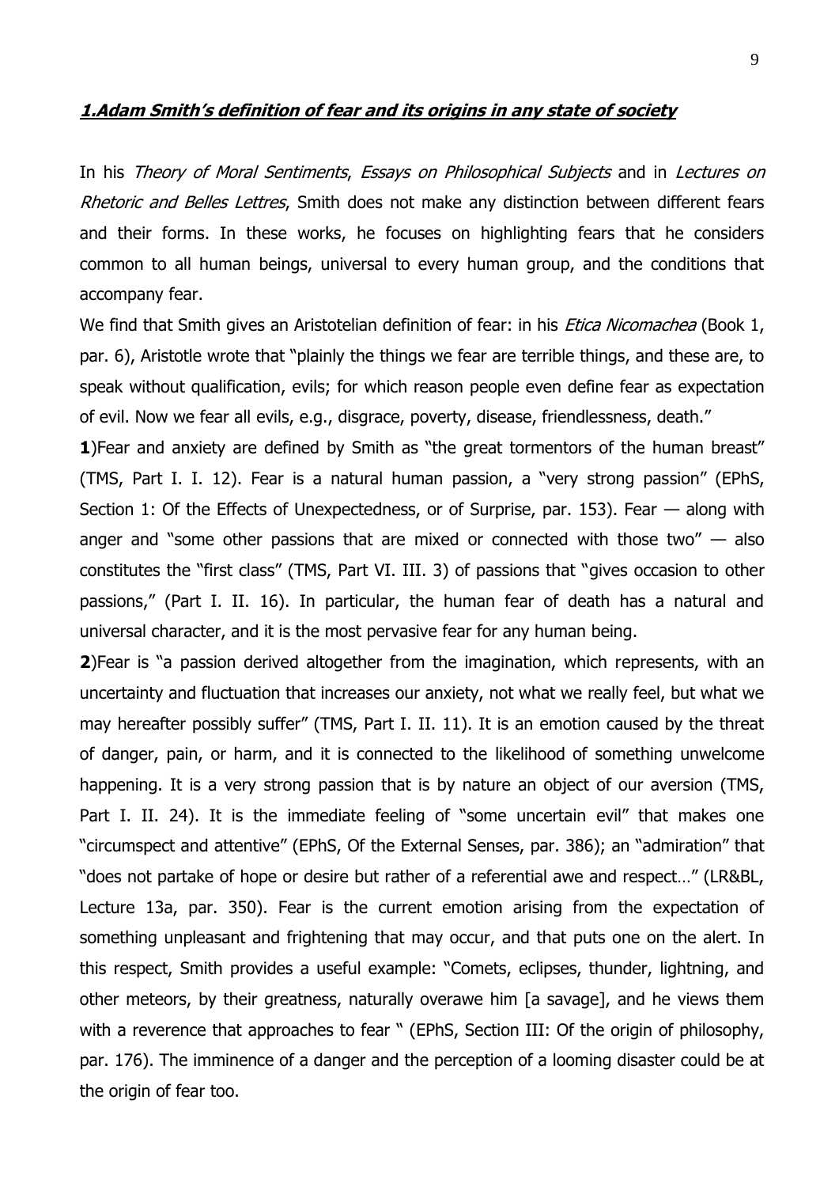## **1.Adam Smith's definition of fear and its origins in any state of society**

In his *Theory of Moral Sentiments*, *Essays on Philosophical Subjects* and in *Lectures on Rhetoric and Belles Lettres*, Smith does not make any distinction between different fears and their forms. In these works, he focuses on highlighting fears that he considers common to all human beings, universal to every human group, and the conditions that accompany fear.

We find that Smith gives an Aristotelian definition of fear: in his *Etica Nicomachea* (Book 1, par. 6), Aristotle wrote that "plainly the things we fear are terrible things, and these are, to speak without qualification, evils; for which reason people even define fear as expectation of evil. Now we fear all evils, e.g., disgrace, poverty, disease, friendlessness, death."

**1**)Fear and anxiety are defined by Smith as "the great tormentors of the human breast" (TMS, Part I. I. 12). Fear is a natural human passion, a "very strong passion" (EPhS, Section 1: Of the Effects of Unexpectedness, or of Surprise, par. 153). Fear — along with anger and "some other passions that are mixed or connected with those two" — also constitutes the "first class" (TMS, Part VI. III. 3) of passions that "gives occasion to other passions," (Part I. II. 16). In particular, the human fear of death has a natural and universal character, and it is the most pervasive fear for any human being.

**2**)Fear is "a passion derived altogether from the imagination, which represents, with an uncertainty and fluctuation that increases our anxiety, not what we really feel, but what we may hereafter possibly suffer" (TMS, Part I. II. 11). It is an emotion caused by the threat of danger, pain, or harm, and it is connected to the likelihood of something unwelcome happening. It is a very strong passion that is by nature an object of our aversion (TMS, Part I. II. 24). It is the immediate feeling of "some uncertain evil" that makes one "circumspect and attentive" (EPhS, Of the External Senses, par. 386); an "admiration" that "does not partake of hope or desire but rather of a referential awe and respect…" (LR&BL, Lecture 13a, par. 350). Fear is the current emotion arising from the expectation of something unpleasant and frightening that may occur, and that puts one on the alert. In this respect, Smith provides a useful example: "Comets, eclipses, thunder, lightning, and other meteors, by their greatness, naturally overawe him [a savage], and he views them with a reverence that approaches to fear " (EPhS, Section III: Of the origin of philosophy, par. 176). The imminence of a danger and the perception of a looming disaster could be at the origin of fear too.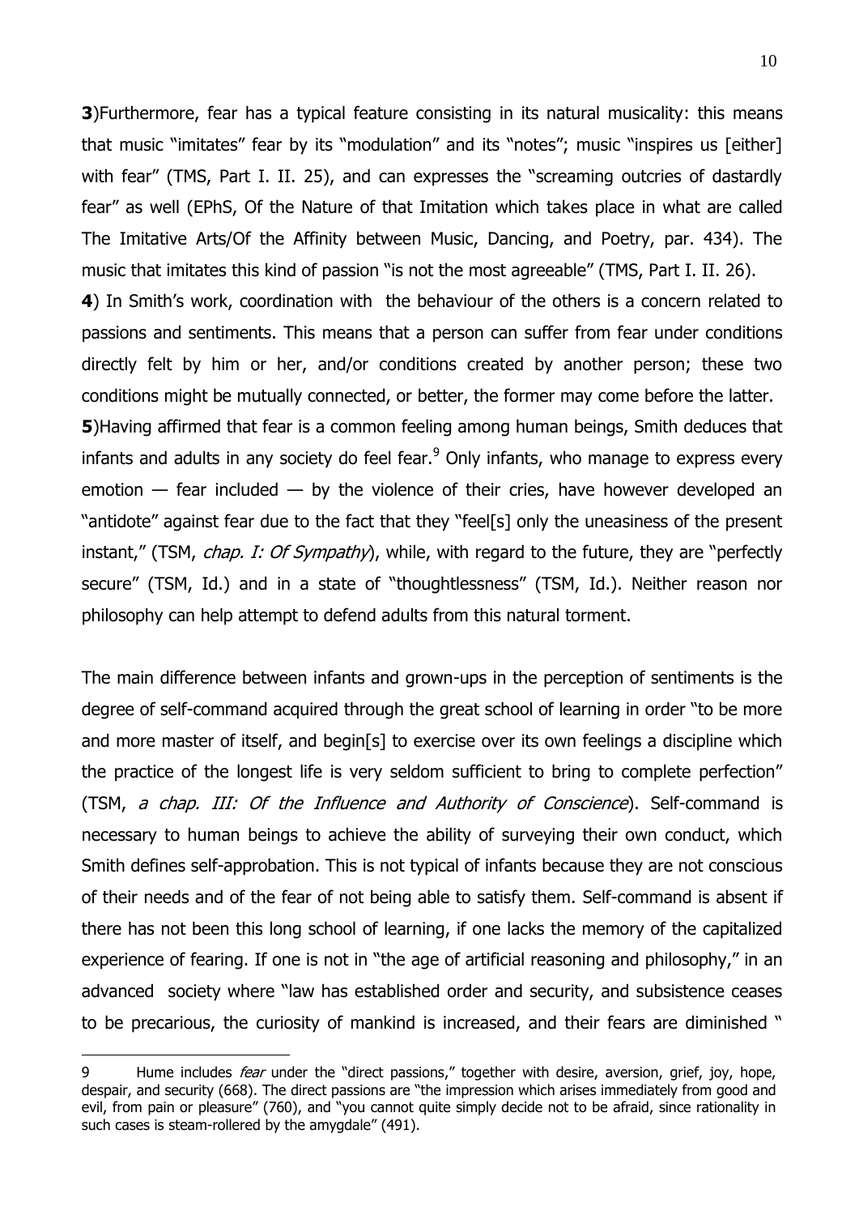**3**)Furthermore, fear has a typical feature consisting in its natural musicality: this means that music "imitates" fear by its "modulation" and its "notes"; music "inspires us [either] with fear" (TMS, Part I. II. 25), and can expresses the "screaming outcries of dastardly fear" as well (EPhS, Of the Nature of that Imitation which takes place in what are called The Imitative Arts/Of the Affinity between Music, Dancing, and Poetry, par. 434). The music that imitates this kind of passion "is not the most agreeable" (TMS, Part I. II. 26).

**4**) In Smith's work, coordination with the behaviour of the others is a concern related to passions and sentiments. This means that a person can suffer from fear under conditions directly felt by him or her, and/or conditions created by another person; these two conditions might be mutually connected, or better, the former may come before the latter.

**5**)Having affirmed that fear is a common feeling among human beings, Smith deduces that infants and adults in any society do feel fear.[9] Only infants, who manage to express every emotion — fear included — by the violence of their cries, have however developed an "antidote" against fear due to the fact that they "feel[s] only the uneasiness of the present instant," (TSM, *chap. I: Of Sympathy*), while, with regard to the future, they are "perfectly secure" (TSM, Id.) and in a state of "thoughtlessness" (TSM, Id.). Neither reason nor philosophy can help attempt to defend adults from this natural torment.

The main difference between infants and grown-ups in the perception of sentiments is the degree of self-command acquired through the great school of learning in order "to be more and more master of itself, and begin[s] to exercise over its own feelings a discipline which the practice of the longest life is very seldom sufficient to bring to complete perfection" (TSM, *a chap. III: Of the Influence and Authority of Conscience*). Self-command is necessary to human beings to achieve the ability of surveying their own conduct, which Smith defines self-approbation. This is not typical of infants because they are not conscious of their needs and of the fear of not being able to satisfy them. Self-command is absent if there has not been this long school of learning, if one lacks the memory of the capitalized experience of fearing. If one is not in "the age of artificial reasoning and philosophy," in an advanced society where "law has established order and security, and subsistence ceases to be precarious, the curiosity of mankind is increased, and their fears are diminished "

---

9 Hume includes *fear* under the "direct passions," together with desire, aversion, grief, joy, hope, despair, and security (668). The direct passions are "the impression which arises immediately from good and evil, from pain or pleasure" (760), and "you cannot quite simply decide not to be afraid, since rationality in such cases is steam-rollered by the amygdale" (491).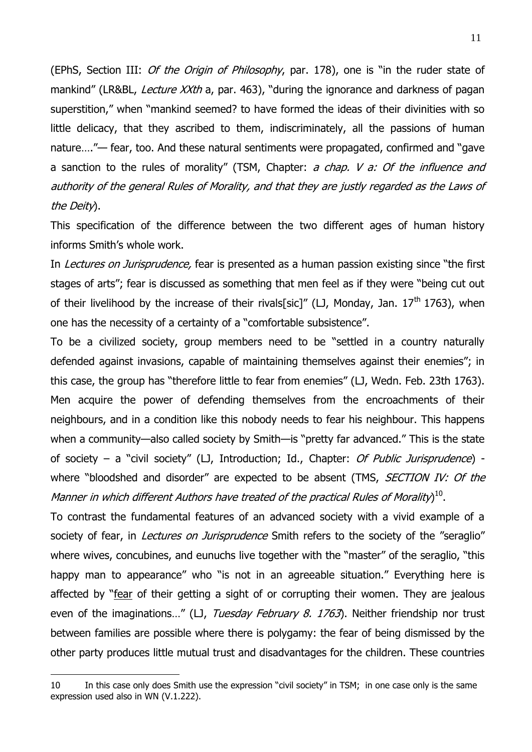(EPhS, Section III: *Of the Origin of Philosophy*, par. 178), one is "in the ruder state of mankind" (LR&BL, *Lecture XXth* a, par. 463), "during the ignorance and darkness of pagan superstition," when "mankind seemed? to have formed the ideas of their divinities with so little delicacy, that they ascribed to them, indiscriminately, all the passions of human nature…."— fear, too. And these natural sentiments were propagated, confirmed and "gave a sanction to the rules of morality" (TSM, Chapter: *a chap. V a: Of the influence and authority of the general Rules of Morality, and that they are justly regarded as the Laws of the Deity*).

This specification of the difference between the two different ages of human history informs Smith's whole work.

In *Lectures on Jurisprudence,* fear is presented as a human passion existing since "the first stages of arts"; fear is discussed as something that men feel as if they were "being cut out of their livelihood by the increase of their rivals[sic]" (LJ, Monday, Jan. 17th 1763), when one has the necessity of a certainty of a "comfortable subsistence".

To be a civilized society, group members need to be "settled in a country naturally defended against invasions, capable of maintaining themselves against their enemies"; in this case, the group has "therefore little to fear from enemies" (LJ, Wedn. Feb. 23th 1763). Men acquire the power of defending themselves from the encroachments of their neighbours, and in a condition like this nobody needs to fear his neighbour. This happens when a community—also called society by Smith—is "pretty far advanced." This is the state of society – a "civil society" (LJ, Introduction; Id., Chapter: *Of Public Jurisprudence*) - where "bloodshed and disorder" are expected to be absent (TMS, *SECTION IV: Of the Manner in which different Authors have treated of the practical Rules of Morality*)[10].

To contrast the fundamental features of an advanced society with a vivid example of a society of fear, in *Lectures on Jurisprudence* Smith refers to the society of the "seraglio" where wives, concubines, and eunuchs live together with the "master" of the seraglio, "this happy man to appearance" who "is not in an agreeable situation." Everything here is affected by "fear of their getting a sight of or corrupting their women. They are jealous even of the imaginations…" (LJ, *Tuesday February 8. 1763*). Neither friendship nor trust between families are possible where there is polygamy: the fear of being dismissed by the other party produces little mutual trust and disadvantages for the children. These countries

---

10 In this case only does Smith use the expression "civil society" in TSM; in one case only is the same expression used also in WN (V.1.222).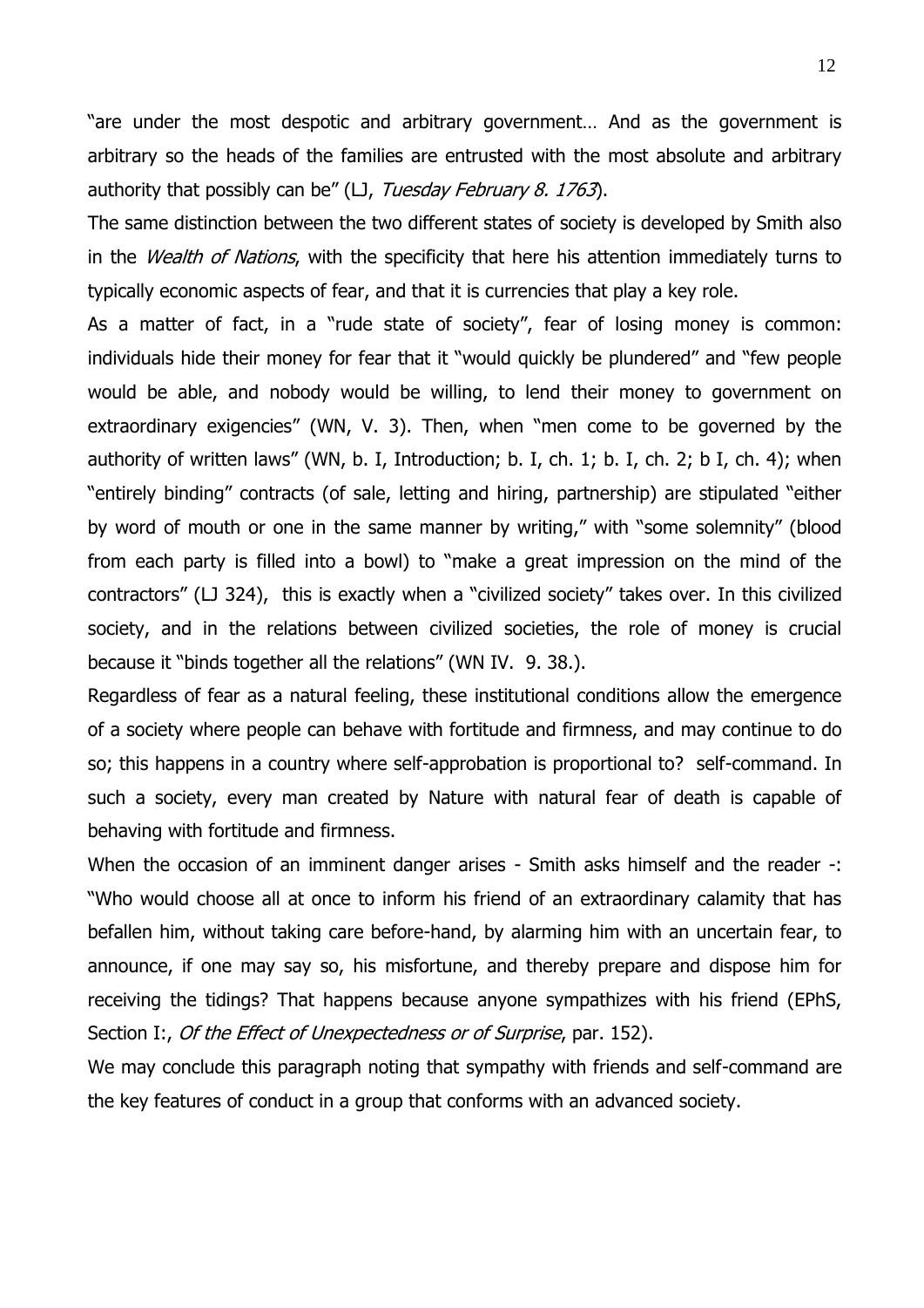"are under the most despotic and arbitrary government… And as the government is arbitrary so the heads of the families are entrusted with the most absolute and arbitrary authority that possibly can be" (LJ, *Tuesday February 8. 1763*).

The same distinction between the two different states of society is developed by Smith also in the *Wealth of Nations*, with the specificity that here his attention immediately turns to typically economic aspects of fear, and that it is currencies that play a key role.

As a matter of fact, in a "rude state of society", fear of losing money is common: individuals hide their money for fear that it "would quickly be plundered" and "few people would be able, and nobody would be willing, to lend their money to government on extraordinary exigencies" (WN, V. 3). Then, when "men come to be governed by the authority of written laws" (WN, b. I, Introduction; b. I, ch. 1; b. I, ch. 2; b I, ch. 4); when "entirely binding" contracts (of sale, letting and hiring, partnership) are stipulated "either by word of mouth or one in the same manner by writing," with "some solemnity" (blood from each party is filled into a bowl) to "make a great impression on the mind of the contractors" (LJ 324), this is exactly when a "civilized society" takes over. In this civilized society, and in the relations between civilized societies, the role of money is crucial because it "binds together all the relations" (WN IV. 9. 38.).

Regardless of fear as a natural feeling, these institutional conditions allow the emergence of a society where people can behave with fortitude and firmness, and may continue to do so; this happens in a country where self-approbation is proportional to? self-command. In such a society, every man created by Nature with natural fear of death is capable of behaving with fortitude and firmness.

When the occasion of an imminent danger arises - Smith asks himself and the reader -: "Who would choose all at once to inform his friend of an extraordinary calamity that has befallen him, without taking care before-hand, by alarming him with an uncertain fear, to announce, if one may say so, his misfortune, and thereby prepare and dispose him for receiving the tidings? That happens because anyone sympathizes with his friend (EPhS, Section I:, *Of the Effect of Unexpectedness or of Surprise*, par. 152).

We may conclude this paragraph noting that sympathy with friends and self-command are the key features of conduct in a group that conforms with an advanced society.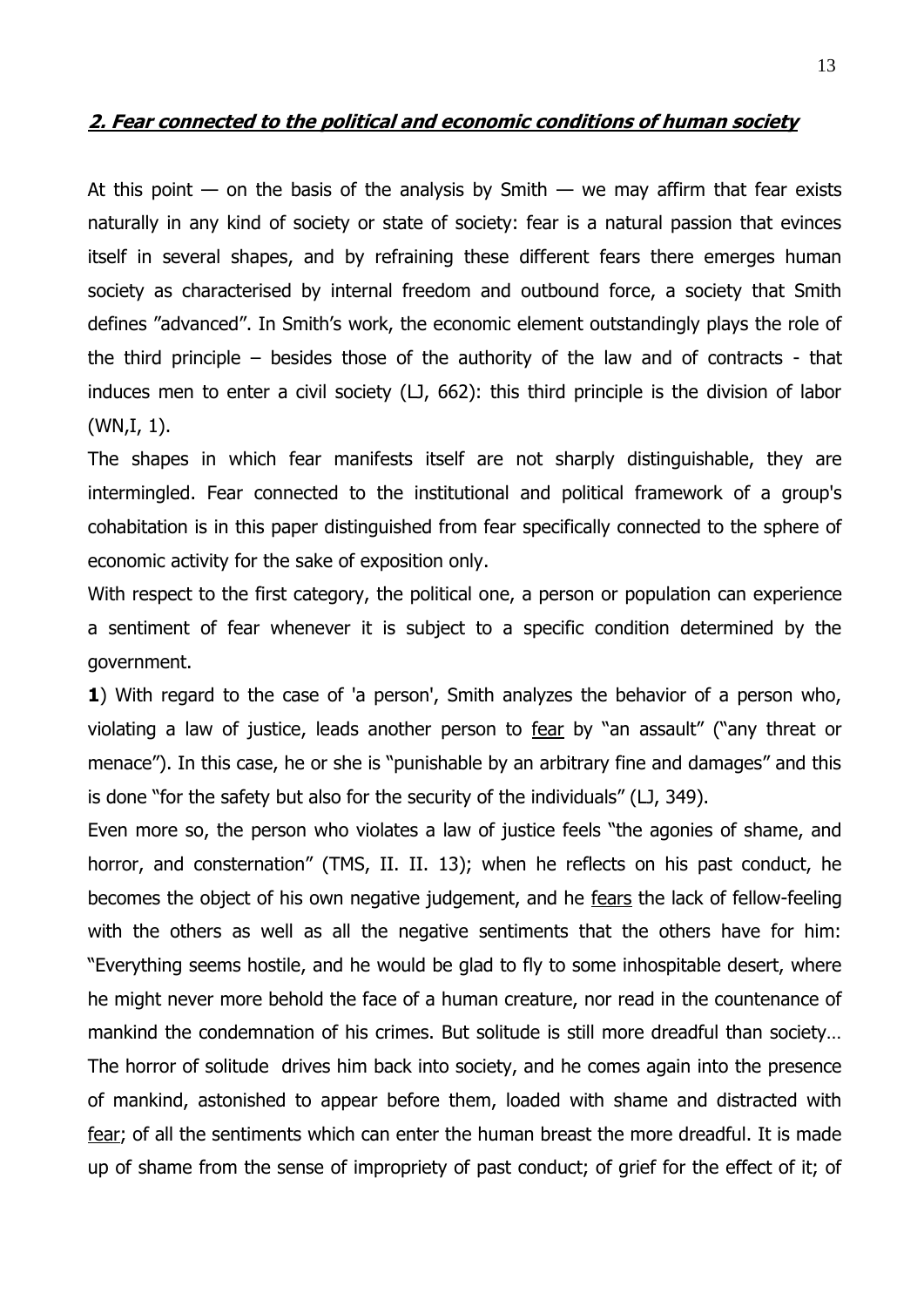## 2. Fear connected to the political and economic conditions of human society

At this point — on the basis of the analysis by Smith — we may affirm that fear exists naturally in any kind of society or state of society: fear is a natural passion that evinces itself in several shapes, and by refraining these different fears there emerges human society as characterised by internal freedom and outbound force, a society that Smith defines "advanced". In Smith's work, the economic element outstandingly plays the role of the third principle – besides those of the authority of the law and of contracts - that induces men to enter a civil society (LJ, 662): this third principle is the division of labor (WN,I, 1).

The shapes in which fear manifests itself are not sharply distinguishable, they are intermingled. Fear connected to the institutional and political framework of a group's cohabitation is in this paper distinguished from fear specifically connected to the sphere of economic activity for the sake of exposition only.

With respect to the first category, the political one, a person or population can experience a sentiment of fear whenever it is subject to a specific condition determined by the government.

**1**) With regard to the case of 'a person', Smith analyzes the behavior of a person who, violating a law of justice, leads another person to fear by "an assault" ("any threat or menace"). In this case, he or she is "punishable by an arbitrary fine and damages" and this is done "for the safety but also for the security of the individuals" (LJ, 349).

Even more so, the person who violates a law of justice feels "the agonies of shame, and horror, and consternation" (TMS, II. II. 13); when he reflects on his past conduct, he becomes the object of his own negative judgement, and he fears the lack of fellow-feeling with the others as well as all the negative sentiments that the others have for him: "Everything seems hostile, and he would be glad to fly to some inhospitable desert, where he might never more behold the face of a human creature, nor read in the countenance of mankind the condemnation of his crimes. But solitude is still more dreadful than society… The horror of solitude drives him back into society, and he comes again into the presence of mankind, astonished to appear before them, loaded with shame and distracted with fear; of all the sentiments which can enter the human breast the more dreadful. It is made up of shame from the sense of impropriety of past conduct; of grief for the effect of it; of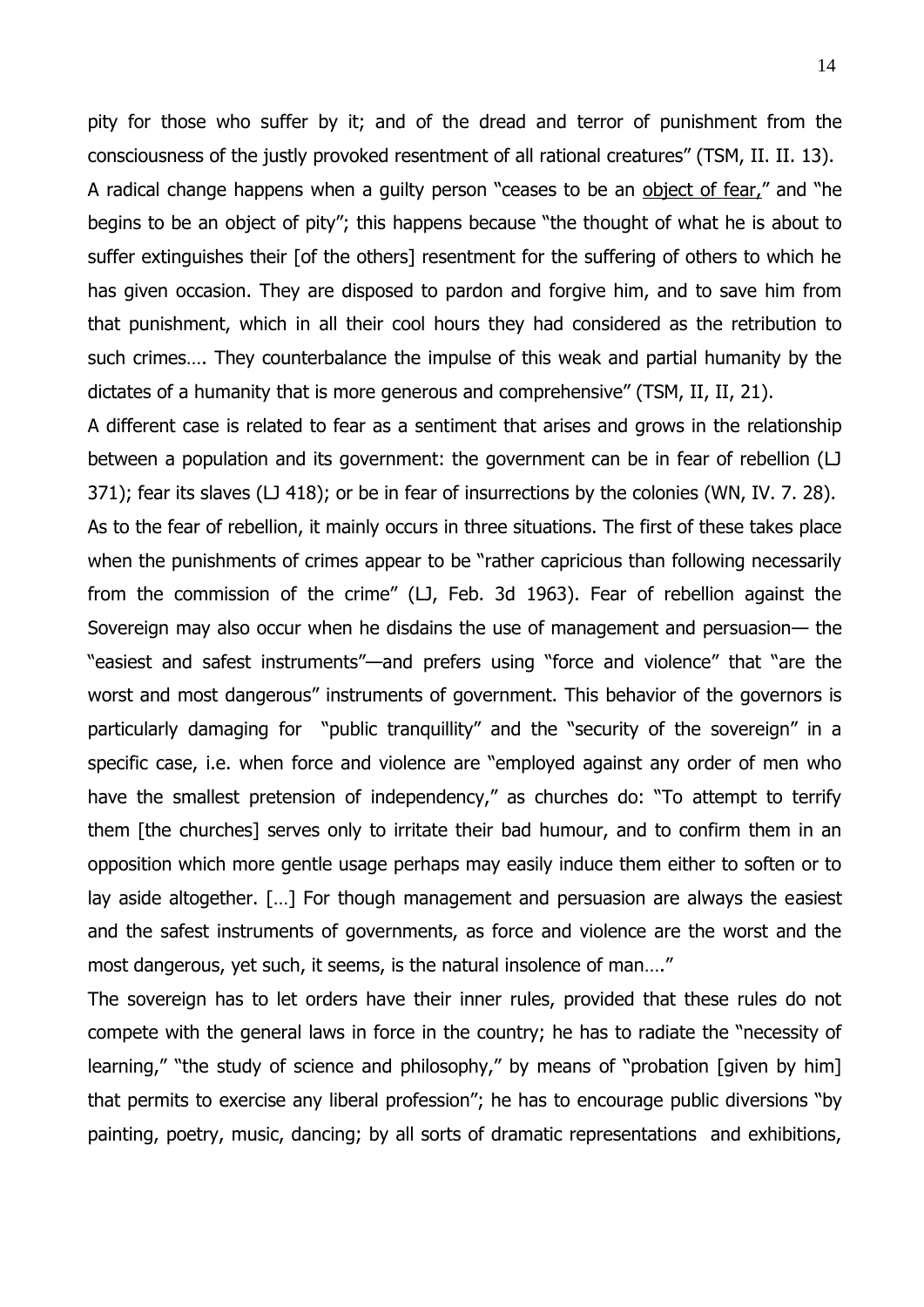pity for those who suffer by it; and of the dread and terror of punishment from the consciousness of the justly provoked resentment of all rational creatures" (TSM, II. II. 13).

A radical change happens when a guilty person "ceases to be an object of fear," and "he begins to be an object of pity"; this happens because "the thought of what he is about to suffer extinguishes their [of the others] resentment for the suffering of others to which he has given occasion. They are disposed to pardon and forgive him, and to save him from that punishment, which in all their cool hours they had considered as the retribution to such crimes…. They counterbalance the impulse of this weak and partial humanity by the dictates of a humanity that is more generous and comprehensive" (TSM, II, II, 21).

A different case is related to fear as a sentiment that arises and grows in the relationship between a population and its government: the government can be in fear of rebellion (LJ 371); fear its slaves (LJ 418); or be in fear of insurrections by the colonies (WN, IV. 7. 28).

As to the fear of rebellion, it mainly occurs in three situations. The first of these takes place when the punishments of crimes appear to be "rather capricious than following necessarily from the commission of the crime" (LJ, Feb. 3d 1963). Fear of rebellion against the Sovereign may also occur when he disdains the use of management and persuasion— the "easiest and safest instruments"—and prefers using "force and violence" that "are the worst and most dangerous" instruments of government. This behavior of the governors is particularly damaging for "public tranquillity" and the "security of the sovereign" in a specific case, i.e. when force and violence are "employed against any order of men who have the smallest pretension of independency," as churches do: "To attempt to terrify them [the churches] serves only to irritate their bad humour, and to confirm them in an opposition which more gentle usage perhaps may easily induce them either to soften or to lay aside altogether. […] For though management and persuasion are always the easiest and the safest instruments of governments, as force and violence are the worst and the most dangerous, yet such, it seems, is the natural insolence of man…."

The sovereign has to let orders have their inner rules, provided that these rules do not compete with the general laws in force in the country; he has to radiate the "necessity of learning," "the study of science and philosophy," by means of "probation [given by him] that permits to exercise any liberal profession"; he has to encourage public diversions "by painting, poetry, music, dancing; by all sorts of dramatic representations and exhibitions,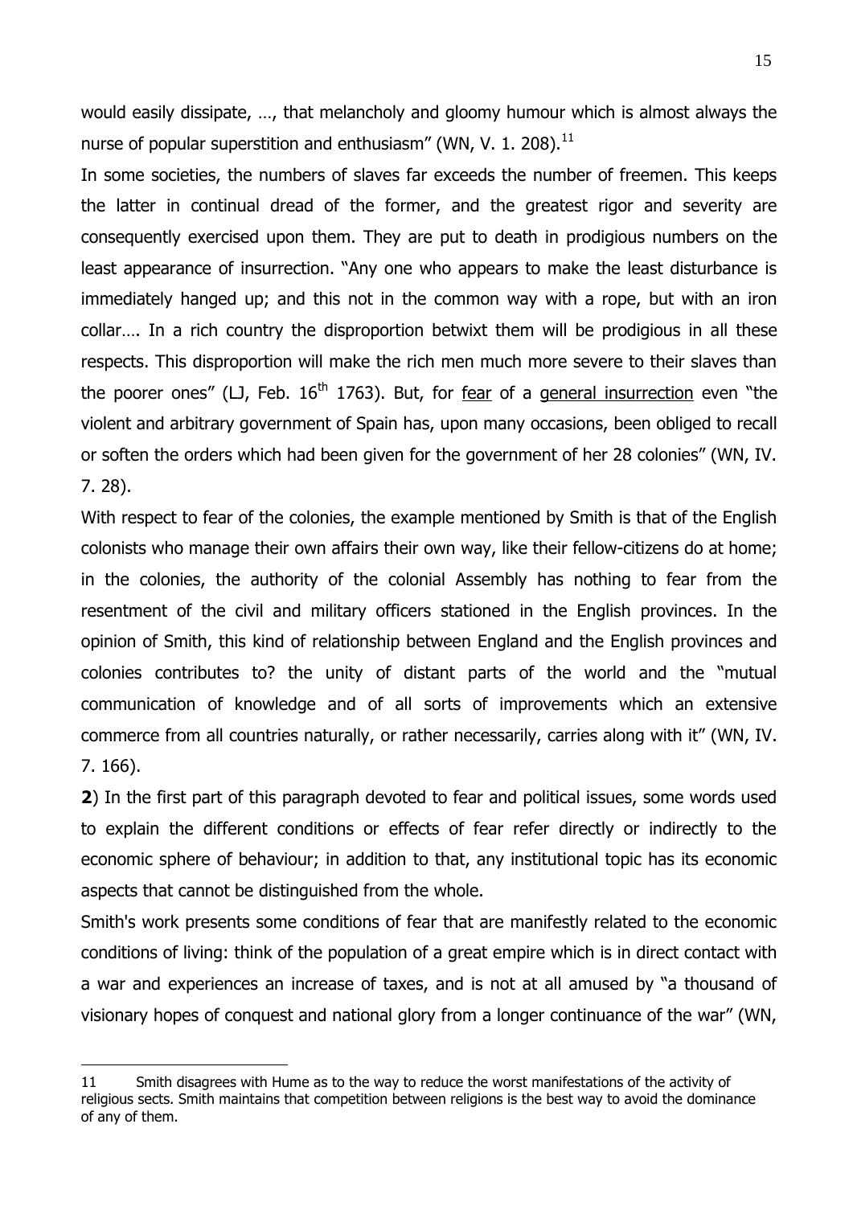would easily dissipate, …, that melancholy and gloomy humour which is almost always the nurse of popular superstition and enthusiasm" (WN, V. 1. 208).[11]

In some societies, the numbers of slaves far exceeds the number of freemen. This keeps the latter in continual dread of the former, and the greatest rigor and severity are consequently exercised upon them. They are put to death in prodigious numbers on the least appearance of insurrection. "Any one who appears to make the least disturbance is immediately hanged up; and this not in the common way with a rope, but with an iron collar…. In a rich country the disproportion betwixt them will be prodigious in all these respects. This disproportion will make the rich men much more severe to their slaves than the poorer ones" (LJ, Feb. 16th 1763). But, for fear of a general insurrection even "the violent and arbitrary government of Spain has, upon many occasions, been obliged to recall or soften the orders which had been given for the government of her 28 colonies" (WN, IV. 7. 28).

With respect to fear of the colonies, the example mentioned by Smith is that of the English colonists who manage their own affairs their own way, like their fellow-citizens do at home; in the colonies, the authority of the colonial Assembly has nothing to fear from the resentment of the civil and military officers stationed in the English provinces. In the opinion of Smith, this kind of relationship between England and the English provinces and colonies contributes to? the unity of distant parts of the world and the "mutual communication of knowledge and of all sorts of improvements which an extensive commerce from all countries naturally, or rather necessarily, carries along with it" (WN, IV. 7. 166).

**2**) In the first part of this paragraph devoted to fear and political issues, some words used to explain the different conditions or effects of fear refer directly or indirectly to the economic sphere of behaviour; in addition to that, any institutional topic has its economic aspects that cannot be distinguished from the whole.

Smith's work presents some conditions of fear that are manifestly related to the economic conditions of living: think of the population of a great empire which is in direct contact with a war and experiences an increase of taxes, and is not at all amused by "a thousand of visionary hopes of conquest and national glory from a longer continuance of the war" (WN,

---

11 Smith disagrees with Hume as to the way to reduce the worst manifestations of the activity of religious sects. Smith maintains that competition between religions is the best way to avoid the dominance of any of them.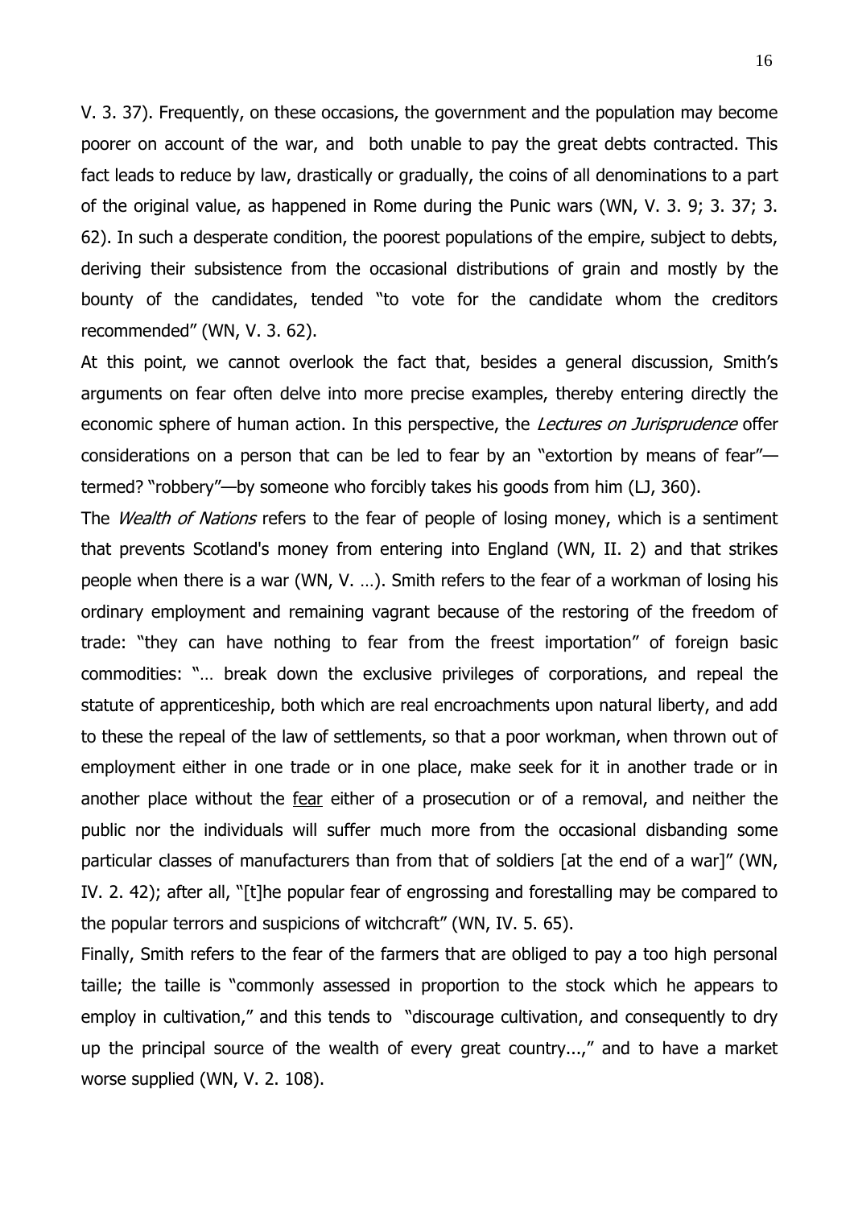V. 3. 37). Frequently, on these occasions, the government and the population may become poorer on account of the war, and both unable to pay the great debts contracted. This fact leads to reduce by law, drastically or gradually, the coins of all denominations to a part of the original value, as happened in Rome during the Punic wars (WN, V. 3. 9; 3. 37; 3. 62). In such a desperate condition, the poorest populations of the empire, subject to debts, deriving their subsistence from the occasional distributions of grain and mostly by the bounty of the candidates, tended "to vote for the candidate whom the creditors recommended" (WN, V. 3. 62).

At this point, we cannot overlook the fact that, besides a general discussion, Smith's arguments on fear often delve into more precise examples, thereby entering directly the economic sphere of human action. In this perspective, the *Lectures on Jurisprudence* offer considerations on a person that can be led to fear by an "extortion by means of fear"—termed? "robbery"—by someone who forcibly takes his goods from him (LJ, 360).

The *Wealth of Nations* refers to the fear of people of losing money, which is a sentiment that prevents Scotland's money from entering into England (WN, II. 2) and that strikes people when there is a war (WN, V. …). Smith refers to the fear of a workman of losing his ordinary employment and remaining vagrant because of the restoring of the freedom of trade: "they can have nothing to fear from the freest importation" of foreign basic commodities: "… break down the exclusive privileges of corporations, and repeal the statute of apprenticeship, both which are real encroachments upon natural liberty, and add to these the repeal of the law of settlements, so that a poor workman, when thrown out of employment either in one trade or in one place, make seek for it in another trade or in another place without the <u>fear</u> either of a prosecution or of a removal, and neither the public nor the individuals will suffer much more from the occasional disbanding some particular classes of manufacturers than from that of soldiers [at the end of a war]" (WN, IV. 2. 42); after all, "[t]he popular fear of engrossing and forestalling may be compared to the popular terrors and suspicions of witchcraft" (WN, IV. 5. 65).

Finally, Smith refers to the fear of the farmers that are obliged to pay a too high personal taille; the taille is "commonly assessed in proportion to the stock which he appears to employ in cultivation," and this tends to "discourage cultivation, and consequently to dry up the principal source of the wealth of every great country...," and to have a market worse supplied (WN, V. 2. 108).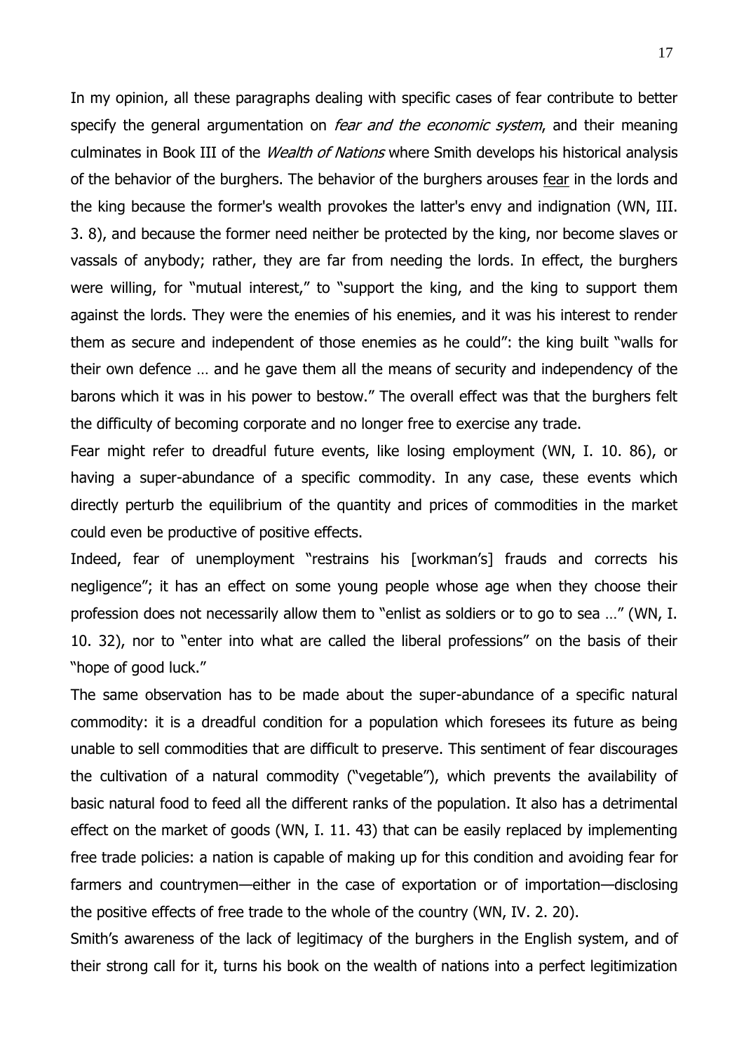In my opinion, all these paragraphs dealing with specific cases of fear contribute to better specify the general argumentation on *fear and the economic system*, and their meaning culminates in Book III of the *Wealth of Nations* where Smith develops his historical analysis of the behavior of the burghers. The behavior of the burghers arouses fear in the lords and the king because the former's wealth provokes the latter's envy and indignation (WN, III. 3. 8), and because the former need neither be protected by the king, nor become slaves or vassals of anybody; rather, they are far from needing the lords. In effect, the burghers were willing, for "mutual interest," to "support the king, and the king to support them against the lords. They were the enemies of his enemies, and it was his interest to render them as secure and independent of those enemies as he could": the king built "walls for their own defence … and he gave them all the means of security and independency of the barons which it was in his power to bestow." The overall effect was that the burghers felt the difficulty of becoming corporate and no longer free to exercise any trade.

Fear might refer to dreadful future events, like losing employment (WN, I. 10. 86), or having a super-abundance of a specific commodity. In any case, these events which directly perturb the equilibrium of the quantity and prices of commodities in the market could even be productive of positive effects.

Indeed, fear of unemployment "restrains his [workman's] frauds and corrects his negligence"; it has an effect on some young people whose age when they choose their profession does not necessarily allow them to "enlist as soldiers or to go to sea …" (WN, I. 10. 32), nor to "enter into what are called the liberal professions" on the basis of their "hope of good luck."

The same observation has to be made about the super-abundance of a specific natural commodity: it is a dreadful condition for a population which foresees its future as being unable to sell commodities that are difficult to preserve. This sentiment of fear discourages the cultivation of a natural commodity ("vegetable"), which prevents the availability of basic natural food to feed all the different ranks of the population. It also has a detrimental effect on the market of goods (WN, I. 11. 43) that can be easily replaced by implementing free trade policies: a nation is capable of making up for this condition and avoiding fear for farmers and countrymen—either in the case of exportation or of importation—disclosing the positive effects of free trade to the whole of the country (WN, IV. 2. 20).

Smith's awareness of the lack of legitimacy of the burghers in the English system, and of their strong call for it, turns his book on the wealth of nations into a perfect legitimization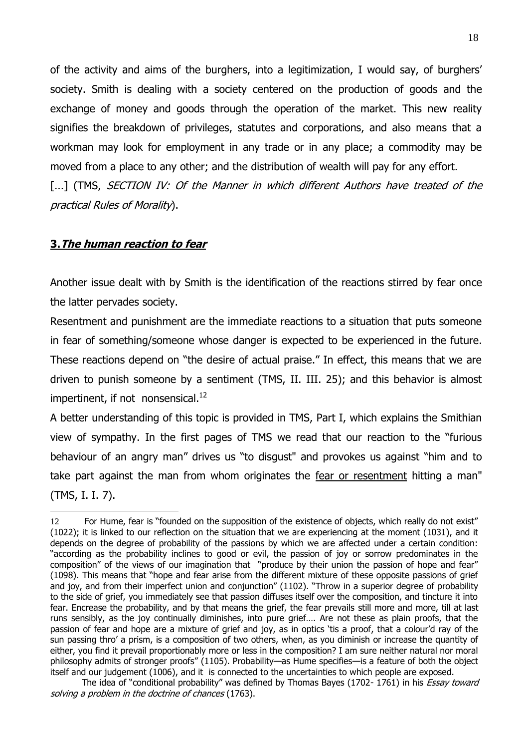of the activity and aims of the burghers, into a legitimization, I would say, of burghers' society. Smith is dealing with a society centered on the production of goods and the exchange of money and goods through the operation of the market. This new reality signifies the breakdown of privileges, statutes and corporations, and also means that a workman may look for employment in any trade or in any place; a commodity may be moved from a place to any other; and the distribution of wealth will pay for any effort.

[...] (TMS, *SECTION IV: Of the Manner in which different Authors have treated of the practical Rules of Morality*).

## 3. ***The human reaction to fear***

Another issue dealt with by Smith is the identification of the reactions stirred by fear once the latter pervades society.

Resentment and punishment are the immediate reactions to a situation that puts someone in fear of something/someone whose danger is expected to be experienced in the future. These reactions depend on "the desire of actual praise." In effect, this means that we are driven to punish someone by a sentiment (TMS, II. III. 25); and this behavior is almost impertinent, if not nonsensical.[12]

A better understanding of this topic is provided in TMS, Part I, which explains the Smithian view of sympathy. In the first pages of TMS we read that our reaction to the "furious behaviour of an angry man" drives us "to disgust" and provokes us against "him and to take part against the man from whom originates the <u>fear or resentment</u> hitting a man" (TMS, I. I. 7).

---

12 For Hume, fear is "founded on the supposition of the existence of objects, which really do not exist" (1022); it is linked to our reflection on the situation that we are experiencing at the moment (1031), and it depends on the degree of probability of the passions by which we are affected under a certain condition: "according as the probability inclines to good or evil, the passion of joy or sorrow predominates in the composition" of the views of our imagination that "produce by their union the passion of hope and fear" (1098). This means that "hope and fear arise from the different mixture of these opposite passions of grief and joy, and from their imperfect union and conjunction" (1102). "Throw in a superior degree of probability to the side of grief, you immediately see that passion diffuses itself over the composition, and tincture it into fear. Encrease the probability, and by that means the grief, the fear prevails still more and more, till at last runs sensibly, as the joy continually diminishes, into pure grief…. Are not these as plain proofs, that the passion of fear and hope are a mixture of grief and joy, as in optics 'tis a proof, that a colour'd ray of the sun passing thro' a prism, is a composition of two others, when, as you diminish or increase the quantity of either, you find it prevail proportionably more or less in the composition? I am sure neither natural nor moral philosophy admits of stronger proofs" (1105). Probability—as Hume specifies—is a feature of both the object itself and our judgement (1006), and it is connected to the uncertainties to which people are exposed.

The idea of "conditional probability" was defined by Thomas Bayes (1702- 1761) in his *Essay toward solving a problem in the doctrine of chances* (1763).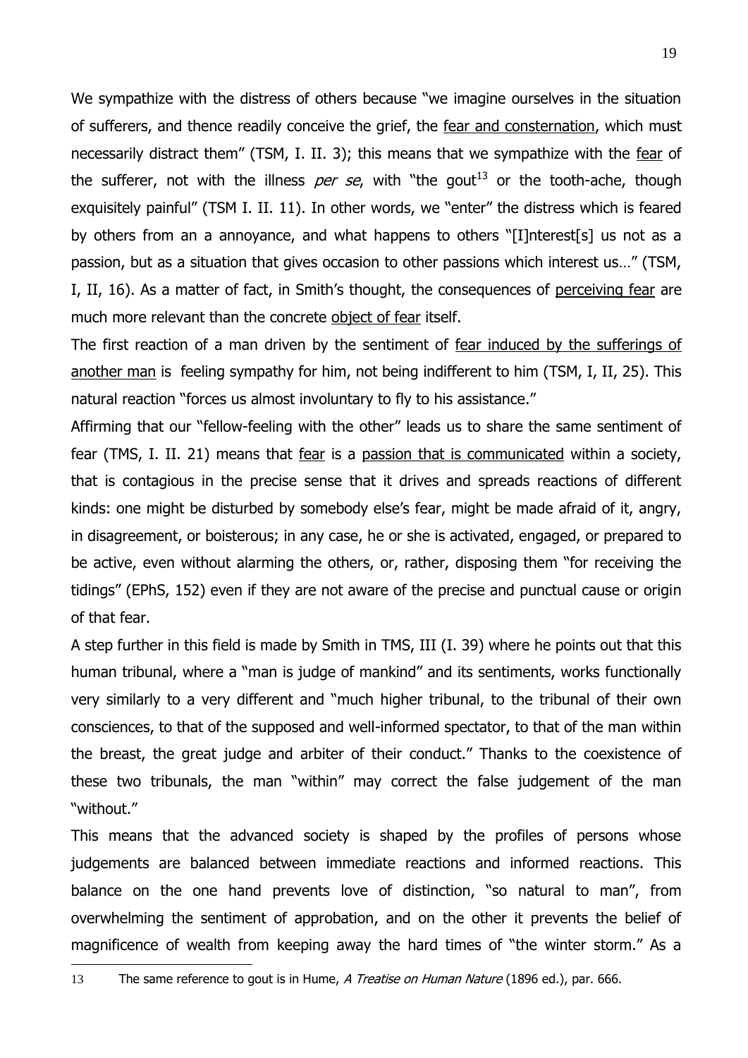We sympathize with the distress of others because "we imagine ourselves in the situation of sufferers, and thence readily conceive the grief, the <u>fear and consternation</u>, which must necessarily distract them" (TSM, I. II. 3); this means that we sympathize with the <u>fear</u> of the sufferer, not with the illness *per se*, with "the gout[13] or the tooth-ache, though exquisitely painful" (TSM I. II. 11). In other words, we "enter" the distress which is feared by others from an a annoyance, and what happens to others "[I]nterest[s] us not as a passion, but as a situation that gives occasion to other passions which interest us…" (TSM, I, II, 16). As a matter of fact, in Smith's thought, the consequences of <u>perceiving fear</u> are much more relevant than the concrete <u>object of fear</u> itself.

The first reaction of a man driven by the sentiment of <u>fear induced by the sufferings of another man</u> is feeling sympathy for him, not being indifferent to him (TSM, I, II, 25). This natural reaction "forces us almost involuntary to fly to his assistance."

Affirming that our "fellow-feeling with the other" leads us to share the same sentiment of fear (TMS, I. II. 21) means that <u>fear</u> is a <u>passion that is communicated</u> within a society, that is contagious in the precise sense that it drives and spreads reactions of different kinds: one might be disturbed by somebody else's fear, might be made afraid of it, angry, in disagreement, or boisterous; in any case, he or she is activated, engaged, or prepared to be active, even without alarming the others, or, rather, disposing them "for receiving the tidings" (EPhS, 152) even if they are not aware of the precise and punctual cause or origin of that fear.

A step further in this field is made by Smith in TMS, III (I. 39) where he points out that this human tribunal, where a "man is judge of mankind" and its sentiments, works functionally very similarly to a very different and "much higher tribunal, to the tribunal of their own consciences, to that of the supposed and well-informed spectator, to that of the man within the breast, the great judge and arbiter of their conduct." Thanks to the coexistence of these two tribunals, the man "within" may correct the false judgement of the man "without."

This means that the advanced society is shaped by the profiles of persons whose judgements are balanced between immediate reactions and informed reactions. This balance on the one hand prevents love of distinction, "so natural to man", from overwhelming the sentiment of approbation, and on the other it prevents the belief of magnificence of wealth from keeping away the hard times of "the winter storm." As a

13 The same reference to gout is in Hume, *A Treatise on Human Nature* (1896 ed.), par. 666.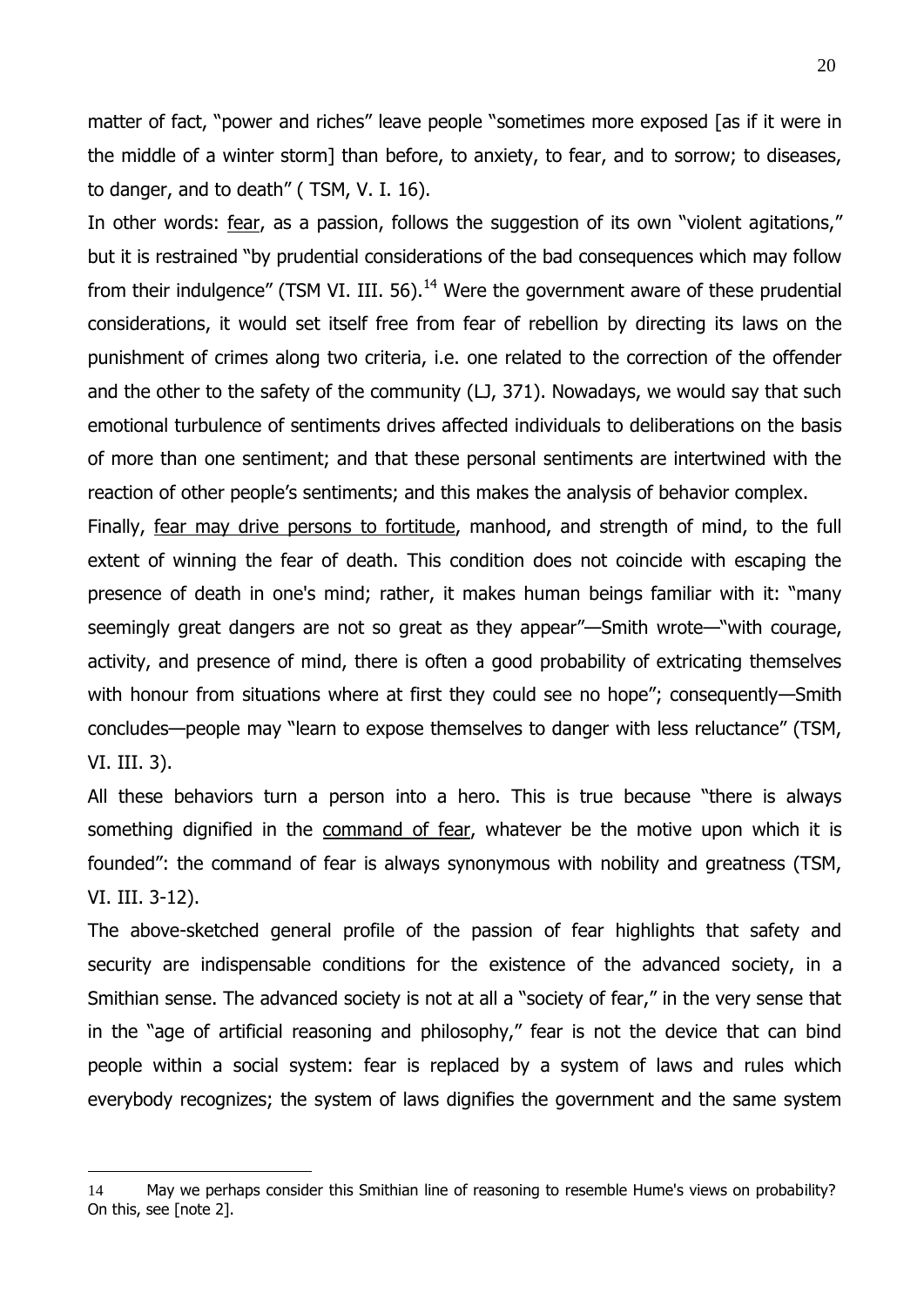matter of fact, "power and riches" leave people "sometimes more exposed [as if it were in the middle of a winter storm] than before, to anxiety, to fear, and to sorrow; to diseases, to danger, and to death" ( TSM, V. I. 16).

In other words: <u>fear</u>, as a passion, follows the suggestion of its own "violent agitations," but it is restrained "by prudential considerations of the bad consequences which may follow from their indulgence" (TSM VI. III. 56).[14] Were the government aware of these prudential considerations, it would set itself free from fear of rebellion by directing its laws on the punishment of crimes along two criteria, i.e. one related to the correction of the offender and the other to the safety of the community (LJ, 371). Nowadays, we would say that such emotional turbulence of sentiments drives affected individuals to deliberations on the basis of more than one sentiment; and that these personal sentiments are intertwined with the reaction of other people's sentiments; and this makes the analysis of behavior complex.

Finally, <u>fear may drive persons to fortitude</u>, manhood, and strength of mind, to the full extent of winning the fear of death. This condition does not coincide with escaping the presence of death in one's mind; rather, it makes human beings familiar with it: "many seemingly great dangers are not so great as they appear"—Smith wrote—"with courage, activity, and presence of mind, there is often a good probability of extricating themselves with honour from situations where at first they could see no hope"; consequently—Smith concludes—people may "learn to expose themselves to danger with less reluctance" (TSM, VI. III. 3).

All these behaviors turn a person into a hero. This is true because "there is always something dignified in the <u>command of fear</u>, whatever be the motive upon which it is founded": the command of fear is always synonymous with nobility and greatness (TSM, VI. III. 3-12).

The above-sketched general profile of the passion of fear highlights that safety and security are indispensable conditions for the existence of the advanced society, in a Smithian sense. The advanced society is not at all a "society of fear," in the very sense that in the "age of artificial reasoning and philosophy," fear is not the device that can bind people within a social system: fear is replaced by a system of laws and rules which everybody recognizes; the system of laws dignifies the government and the same system

---

14 May we perhaps consider this Smithian line of reasoning to resemble Hume's views on probability? On this, see [note 2].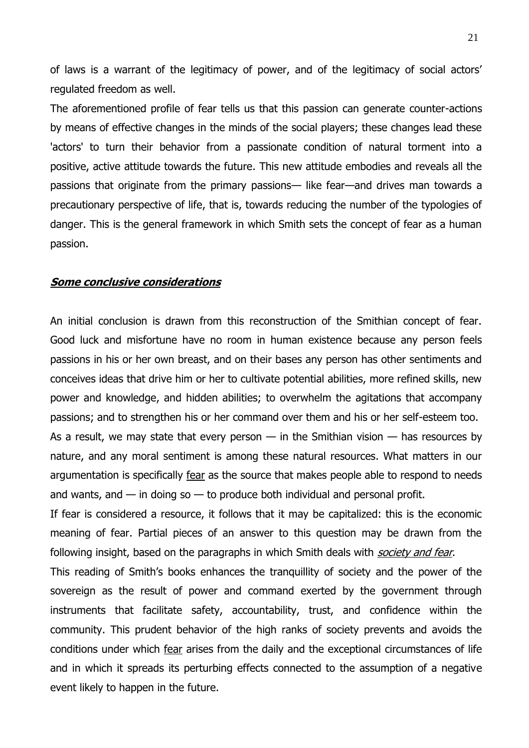of laws is a warrant of the legitimacy of power, and of the legitimacy of social actors' regulated freedom as well.

The aforementioned profile of fear tells us that this passion can generate counter-actions by means of effective changes in the minds of the social players; these changes lead these 'actors' to turn their behavior from a passionate condition of natural torment into a positive, active attitude towards the future. This new attitude embodies and reveals all the passions that originate from the primary passions— like fear—and drives man towards a precautionary perspective of life, that is, towards reducing the number of the typologies of danger. This is the general framework in which Smith sets the concept of fear as a human passion.

## ***Some conclusive considerations***

An initial conclusion is drawn from this reconstruction of the Smithian concept of fear. Good luck and misfortune have no room in human existence because any person feels passions in his or her own breast, and on their bases any person has other sentiments and conceives ideas that drive him or her to cultivate potential abilities, more refined skills, new power and knowledge, and hidden abilities; to overwhelm the agitations that accompany passions; and to strengthen his or her command over them and his or her self-esteem too.

As a result, we may state that every person — in the Smithian vision — has resources by nature, and any moral sentiment is among these natural resources. What matters in our argumentation is specifically fear as the source that makes people able to respond to needs and wants, and — in doing so — to produce both individual and personal profit.

If fear is considered a resource, it follows that it may be capitalized: this is the economic meaning of fear. Partial pieces of an answer to this question may be drawn from the following insight, based on the paragraphs in which Smith deals with *society and fear*.

This reading of Smith's books enhances the tranquillity of society and the power of the sovereign as the result of power and command exerted by the government through instruments that facilitate safety, accountability, trust, and confidence within the community. This prudent behavior of the high ranks of society prevents and avoids the conditions under which fear arises from the daily and the exceptional circumstances of life and in which it spreads its perturbing effects connected to the assumption of a negative event likely to happen in the future.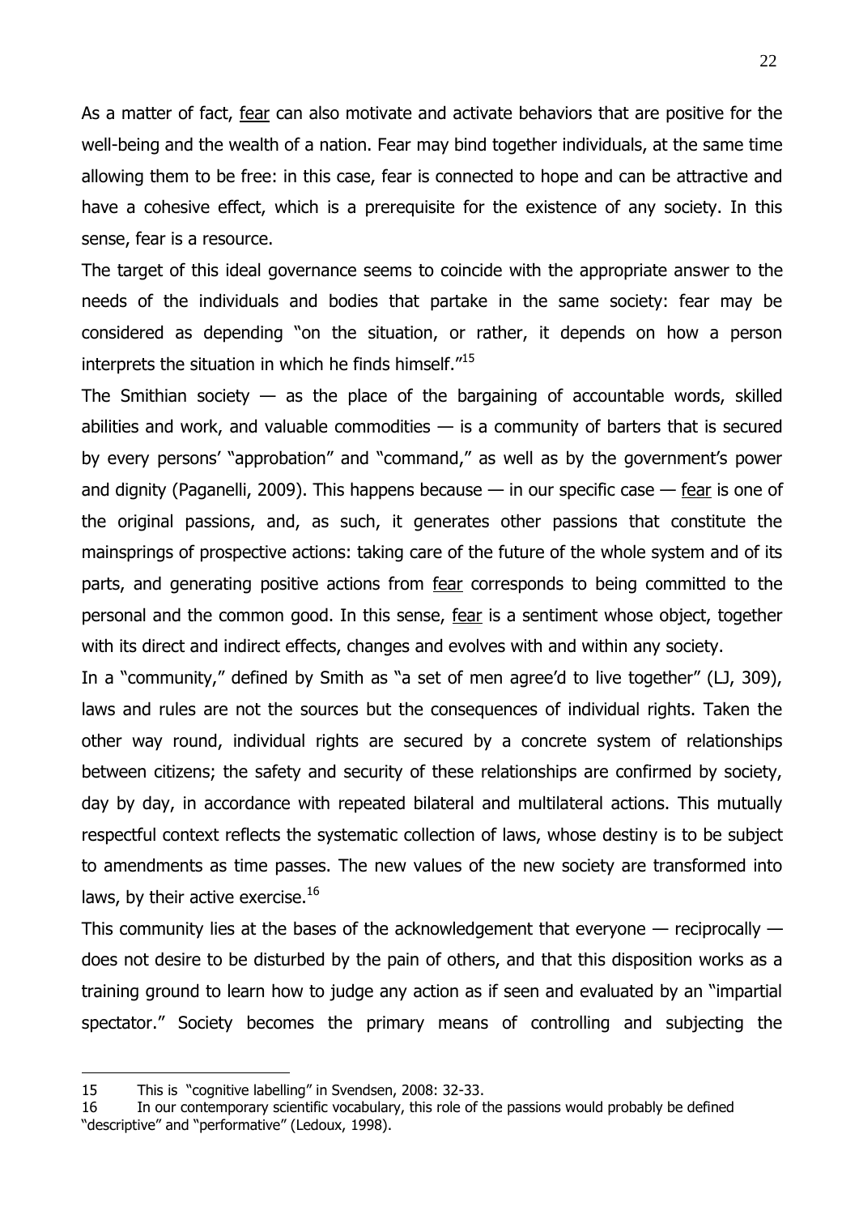As a matter of fact, fear can also motivate and activate behaviors that are positive for the well-being and the wealth of a nation. Fear may bind together individuals, at the same time allowing them to be free: in this case, fear is connected to hope and can be attractive and have a cohesive effect, which is a prerequisite for the existence of any society. In this sense, fear is a resource.

The target of this ideal governance seems to coincide with the appropriate answer to the needs of the individuals and bodies that partake in the same society: fear may be considered as depending "on the situation, or rather, it depends on how a person interprets the situation in which he finds himself."[15]

The Smithian society — as the place of the bargaining of accountable words, skilled abilities and work, and valuable commodities — is a community of barters that is secured by every persons' "approbation" and "command," as well as by the government's power and dignity (Paganelli, 2009). This happens because — in our specific case — fear is one of the original passions, and, as such, it generates other passions that constitute the mainsprings of prospective actions: taking care of the future of the whole system and of its parts, and generating positive actions from fear corresponds to being committed to the personal and the common good. In this sense, fear is a sentiment whose object, together with its direct and indirect effects, changes and evolves with and within any society.

In a "community," defined by Smith as "a set of men agree'd to live together" (LJ, 309), laws and rules are not the sources but the consequences of individual rights. Taken the other way round, individual rights are secured by a concrete system of relationships between citizens; the safety and security of these relationships are confirmed by society, day by day, in accordance with repeated bilateral and multilateral actions. This mutually respectful context reflects the systematic collection of laws, whose destiny is to be subject to amendments as time passes. The new values of the new society are transformed into laws, by their active exercise.[16]

This community lies at the bases of the acknowledgement that everyone — reciprocally — does not desire to be disturbed by the pain of others, and that this disposition works as a training ground to learn how to judge any action as if seen and evaluated by an "impartial spectator." Society becomes the primary means of controlling and subjecting the

---

15 This is "cognitive labelling" in Svendsen, 2008: 32-33.

16 In our contemporary scientific vocabulary, this role of the passions would probably be defined "descriptive" and "performative" (Ledoux, 1998).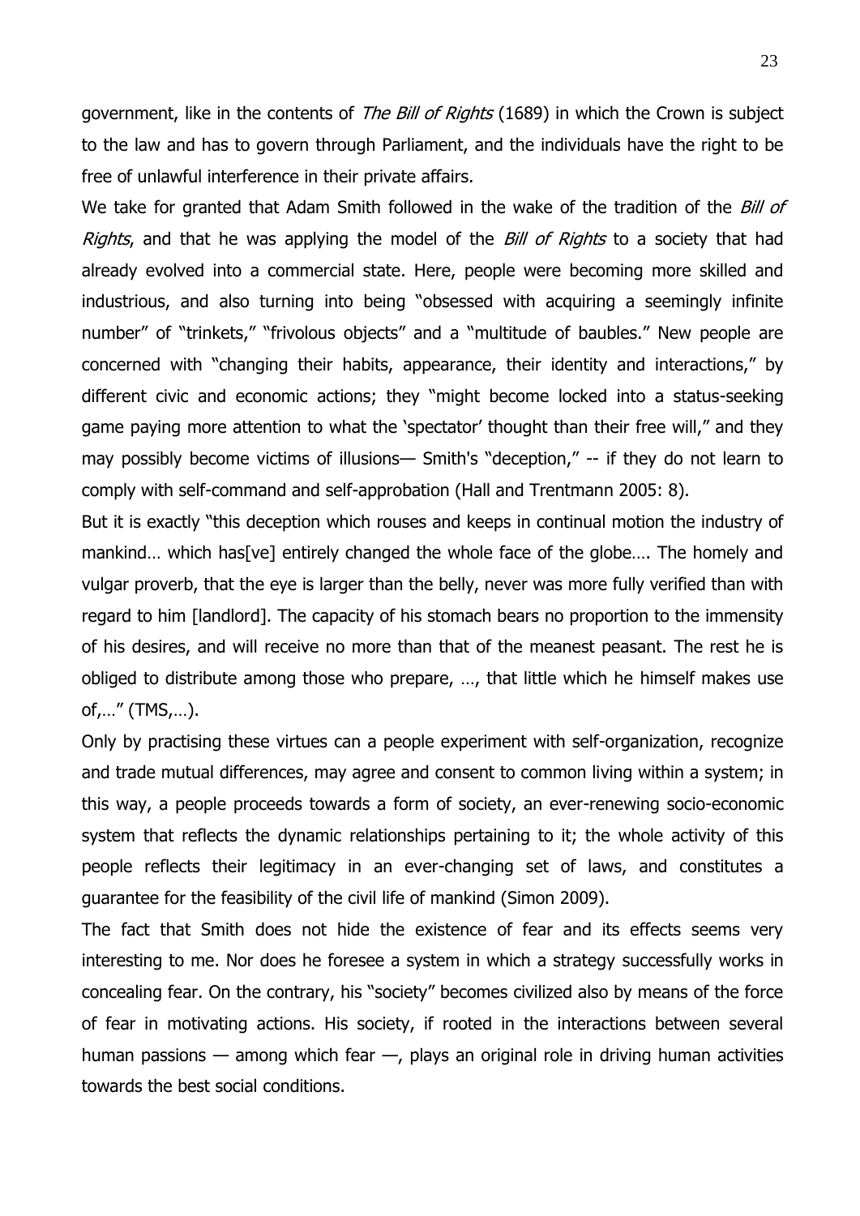government, like in the contents of *The Bill of Rights* (1689) in which the Crown is subject to the law and has to govern through Parliament, and the individuals have the right to be free of unlawful interference in their private affairs.

We take for granted that Adam Smith followed in the wake of the tradition of the *Bill of Rights*, and that he was applying the model of the *Bill of Rights* to a society that had already evolved into a commercial state. Here, people were becoming more skilled and industrious, and also turning into being "obsessed with acquiring a seemingly infinite number" of "trinkets," "frivolous objects" and a "multitude of baubles." New people are concerned with "changing their habits, appearance, their identity and interactions," by different civic and economic actions; they "might become locked into a status-seeking game paying more attention to what the 'spectator' thought than their free will," and they may possibly become victims of illusions— Smith's "deception," -- if they do not learn to comply with self-command and self-approbation (Hall and Trentmann 2005: 8).

But it is exactly "this deception which rouses and keeps in continual motion the industry of mankind… which has[ve] entirely changed the whole face of the globe…. The homely and vulgar proverb, that the eye is larger than the belly, never was more fully verified than with regard to him [landlord]. The capacity of his stomach bears no proportion to the immensity of his desires, and will receive no more than that of the meanest peasant. The rest he is obliged to distribute among those who prepare, …, that little which he himself makes use of,…" (TMS,…).

Only by practising these virtues can a people experiment with self-organization, recognize and trade mutual differences, may agree and consent to common living within a system; in this way, a people proceeds towards a form of society, an ever-renewing socio-economic system that reflects the dynamic relationships pertaining to it; the whole activity of this people reflects their legitimacy in an ever-changing set of laws, and constitutes a guarantee for the feasibility of the civil life of mankind (Simon 2009).

The fact that Smith does not hide the existence of fear and its effects seems very interesting to me. Nor does he foresee a system in which a strategy successfully works in concealing fear. On the contrary, his "society" becomes civilized also by means of the force of fear in motivating actions. His society, if rooted in the interactions between several human passions — among which fear —, plays an original role in driving human activities towards the best social conditions.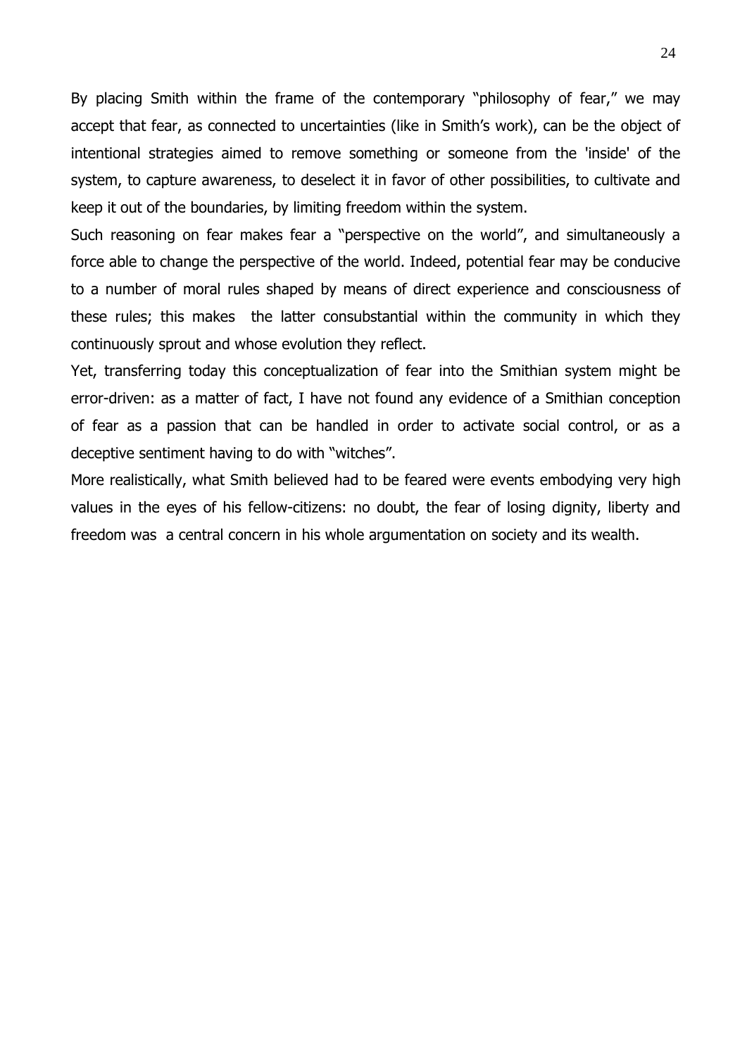By placing Smith within the frame of the contemporary "philosophy of fear," we may accept that fear, as connected to uncertainties (like in Smith's work), can be the object of intentional strategies aimed to remove something or someone from the 'inside' of the system, to capture awareness, to deselect it in favor of other possibilities, to cultivate and keep it out of the boundaries, by limiting freedom within the system.

Such reasoning on fear makes fear a "perspective on the world", and simultaneously a force able to change the perspective of the world. Indeed, potential fear may be conducive to a number of moral rules shaped by means of direct experience and consciousness of these rules; this makes the latter consubstantial within the community in which they continuously sprout and whose evolution they reflect.

Yet, transferring today this conceptualization of fear into the Smithian system might be error-driven: as a matter of fact, I have not found any evidence of a Smithian conception of fear as a passion that can be handled in order to activate social control, or as a deceptive sentiment having to do with "witches".

More realistically, what Smith believed had to be feared were events embodying very high values in the eyes of his fellow-citizens: no doubt, the fear of losing dignity, liberty and freedom was a central concern in his whole argumentation on society and its wealth.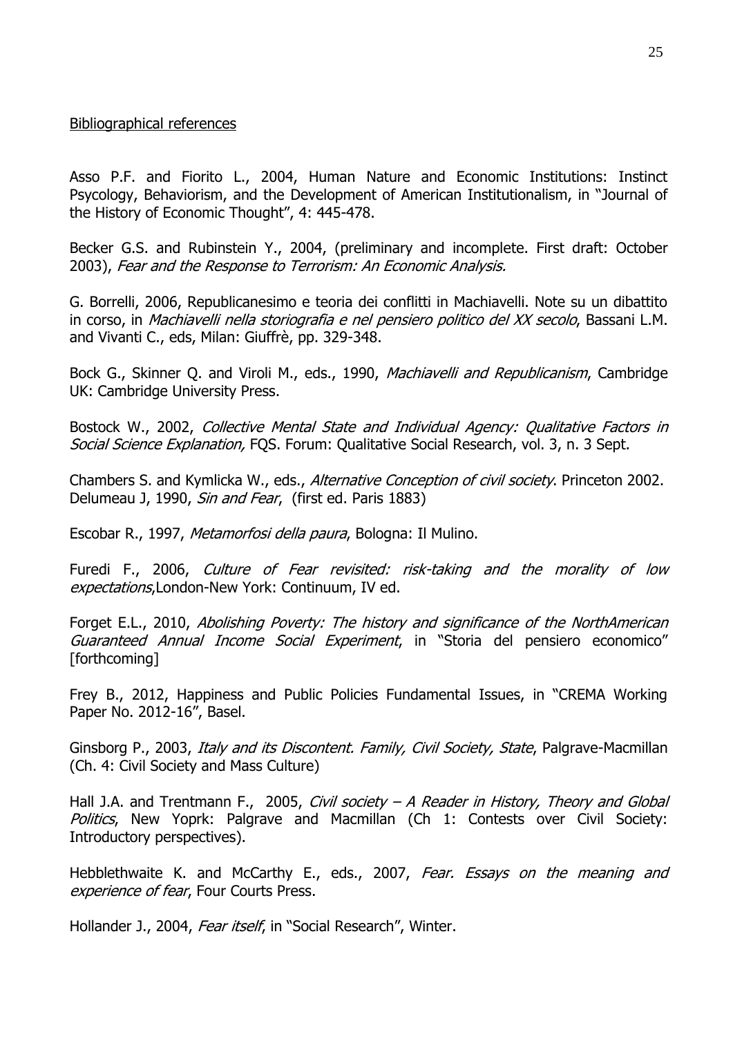Bibliographical references

Asso P.F. and Fiorito L., 2004, Human Nature and Economic Institutions: Instinct Psycology, Behaviorism, and the Development of American Institutionalism, in "Journal of the History of Economic Thought", 4: 445-478.

Becker G.S. and Rubinstein Y., 2004, (preliminary and incomplete. First draft: October 2003), *Fear and the Response to Terrorism: An Economic Analysis.*

G. Borrelli, 2006, Republicanesimo e teoria dei conflitti in Machiavelli. Note su un dibattito in corso, in *Machiavelli nella storiografia e nel pensiero politico del XX secolo*, Bassani L.M. and Vivanti C., eds, Milan: Giuffrè, pp. 329-348.

Bock G., Skinner Q. and Viroli M., eds., 1990, *Machiavelli and Republicanism*, Cambridge UK: Cambridge University Press.

Bostock W., 2002, *Collective Mental State and Individual Agency: Qualitative Factors in Social Science Explanation,* FQS. Forum: Qualitative Social Research, vol. 3, n. 3 Sept.

Chambers S. and Kymlicka W., eds., *Alternative Conception of civil society*. Princeton 2002.
Delumeau J, 1990, *Sin and Fear*, (first ed. Paris 1883)

Escobar R., 1997, *Metamorfosi della paura*, Bologna: Il Mulino.

Furedi F., 2006, *Culture of Fear revisited: risk-taking and the morality of low expectations*,London-New York: Continuum, IV ed.

Forget E.L., 2010, *Abolishing Poverty: The history and significance of the NorthAmerican Guaranteed Annual Income Social Experiment*, in "Storia del pensiero economico" [forthcoming]

Frey B., 2012, Happiness and Public Policies Fundamental Issues, in "CREMA Working Paper No. 2012-16", Basel.

Ginsborg P., 2003, *Italy and its Discontent. Family, Civil Society, State*, Palgrave-Macmillan (Ch. 4: Civil Society and Mass Culture)

Hall J.A. and Trentmann F., 2005, *Civil society – A Reader in History, Theory and Global Politics*, New Yoprk: Palgrave and Macmillan (Ch 1: Contests over Civil Society: Introductory perspectives).

Hebblethwaite K. and McCarthy E., eds., 2007, *Fear. Essays on the meaning and experience of fear*, Four Courts Press.

Hollander J., 2004, *Fear itself*, in "Social Research", Winter.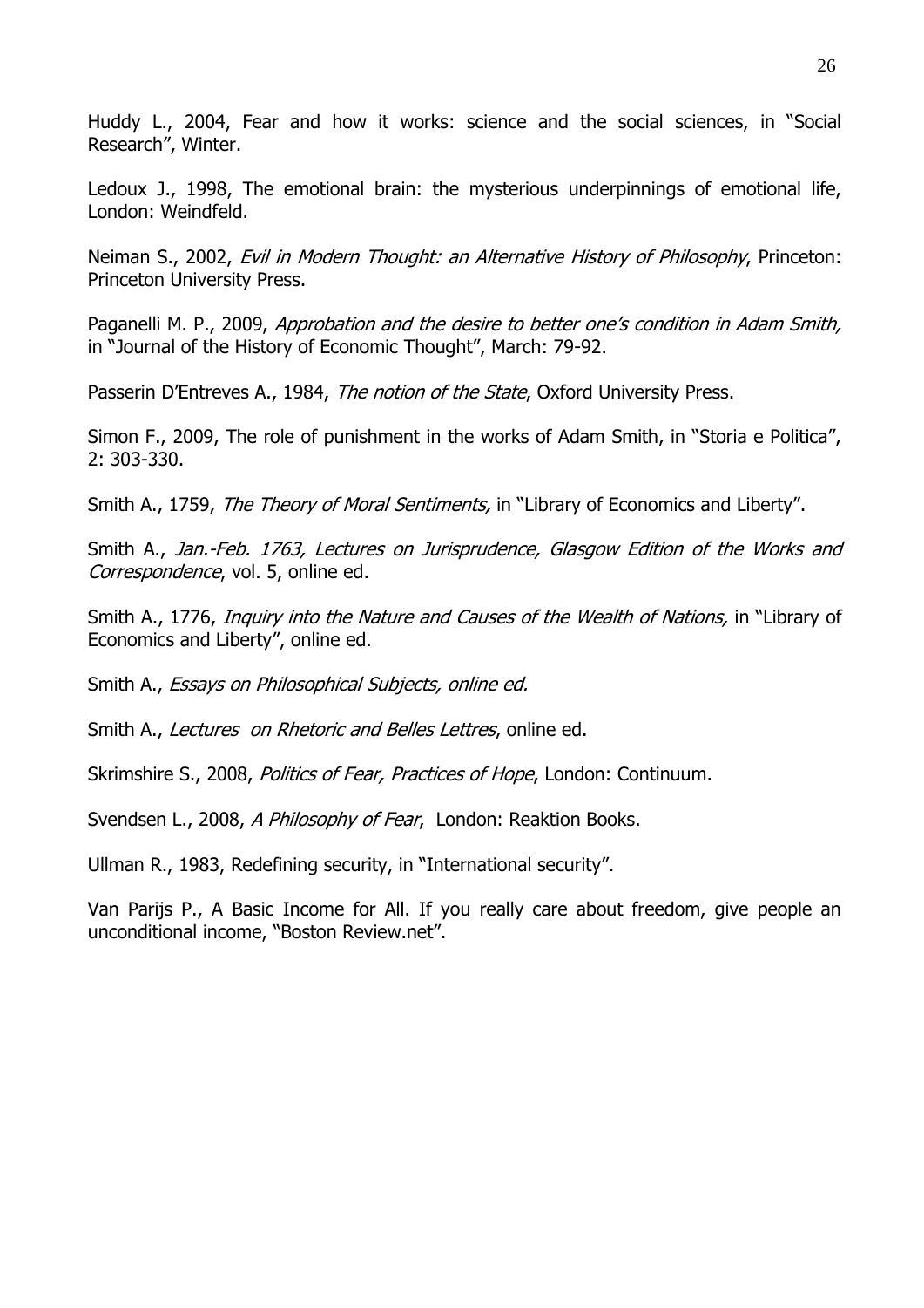Huddy L., 2004, Fear and how it works: science and the social sciences, in "Social Research", Winter.

Ledoux J., 1998, The emotional brain: the mysterious underpinnings of emotional life, London: Weindfeld.

Neiman S., 2002, *Evil in Modern Thought: an Alternative History of Philosophy*, Princeton: Princeton University Press.

Paganelli M. P., 2009, *Approbation and the desire to better one's condition in Adam Smith,* in "Journal of the History of Economic Thought", March: 79-92.

Passerin D'Entreves A., 1984, *The notion of the State*, Oxford University Press.

Simon F., 2009, The role of punishment in the works of Adam Smith, in "Storia e Politica", 2: 303-330.

Smith A., 1759, *The Theory of Moral Sentiments,* in "Library of Economics and Liberty".

Smith A., *Jan.-Feb. 1763, Lectures on Jurisprudence, Glasgow Edition of the Works and Correspondence*, vol. 5, online ed.

Smith A., 1776, *Inquiry into the Nature and Causes of the Wealth of Nations,* in "Library of Economics and Liberty", online ed.

Smith A., *Essays on Philosophical Subjects, online ed.*

Smith A., *Lectures on Rhetoric and Belles Lettres*, online ed.

Skrimshire S., 2008, *Politics of Fear, Practices of Hope*, London: Continuum.

Svendsen L., 2008, *A Philosophy of Fear*, London: Reaktion Books.

Ullman R., 1983, Redefining security, in "International security".

Van Parijs P., A Basic Income for All. If you really care about freedom, give people an unconditional income, "Boston Review.net".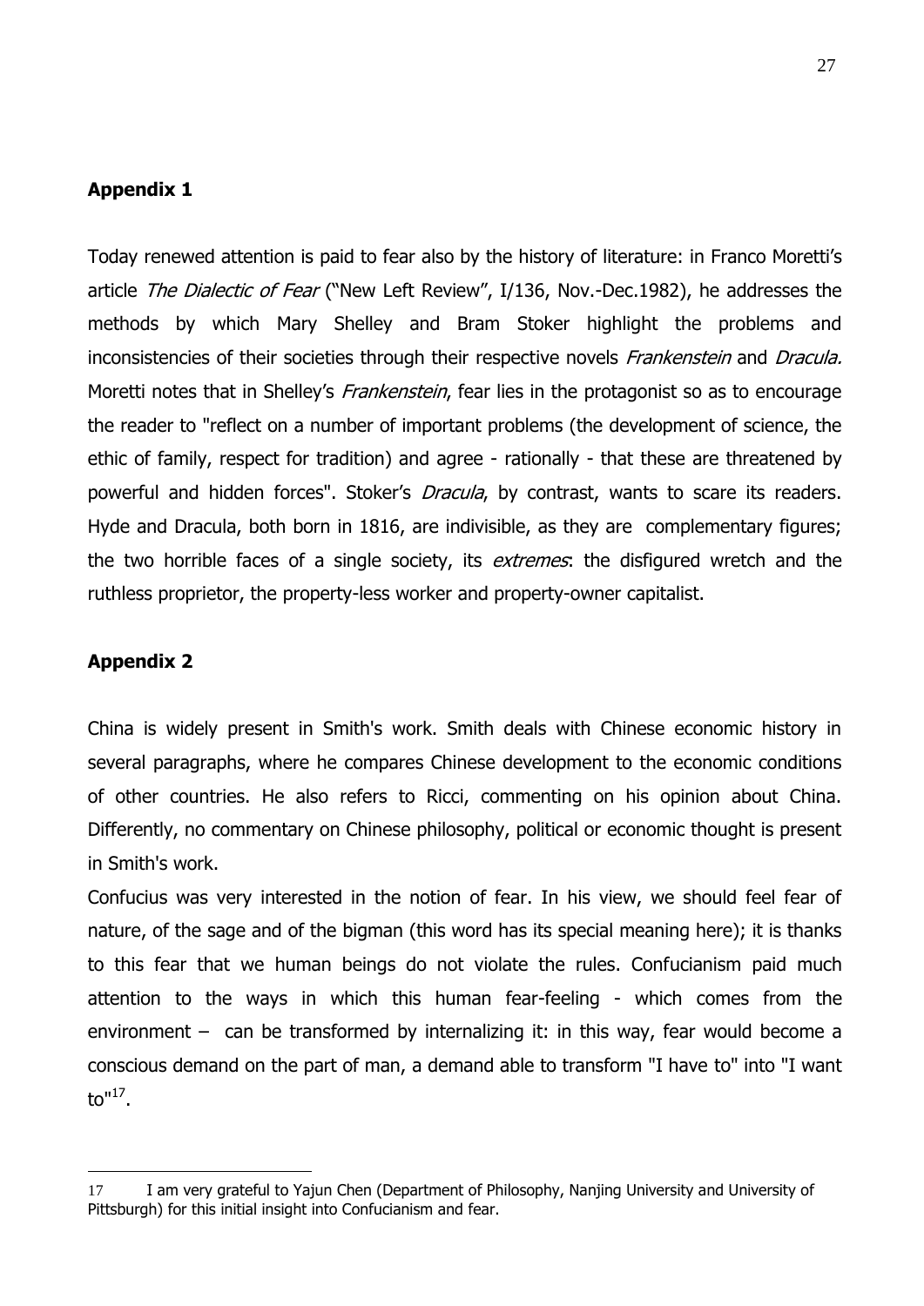## Appendix 1

Today renewed attention is paid to fear also by the history of literature: in Franco Moretti's article *The Dialectic of Fear* ("New Left Review", I/136, Nov.-Dec.1982), he addresses the methods by which Mary Shelley and Bram Stoker highlight the problems and inconsistencies of their societies through their respective novels *Frankenstein* and *Dracula.* Moretti notes that in Shelley's *Frankenstein*, fear lies in the protagonist so as to encourage the reader to "reflect on a number of important problems (the development of science, the ethic of family, respect for tradition) and agree - rationally - that these are threatened by powerful and hidden forces". Stoker's *Dracula*, by contrast, wants to scare its readers. Hyde and Dracula, both born in 1816, are indivisible, as they are complementary figures; the two horrible faces of a single society, its *extremes*: the disfigured wretch and the ruthless proprietor, the property-less worker and property-owner capitalist.

## Appendix 2

China is widely present in Smith's work. Smith deals with Chinese economic history in several paragraphs, where he compares Chinese development to the economic conditions of other countries. He also refers to Ricci, commenting on his opinion about China. Differently, no commentary on Chinese philosophy, political or economic thought is present in Smith's work.

Confucius was very interested in the notion of fear. In his view, we should feel fear of nature, of the sage and of the bigman (this word has its special meaning here); it is thanks to this fear that we human beings do not violate the rules. Confucianism paid much attention to the ways in which this human fear-feeling - which comes from the environment – can be transformed by internalizing it: in this way, fear would become a conscious demand on the part of man, a demand able to transform "I have to" into "I want to"[17].

---

17 I am very grateful to Yajun Chen (Department of Philosophy, Nanjing University and University of Pittsburgh) for this initial insight into Confucianism and fear.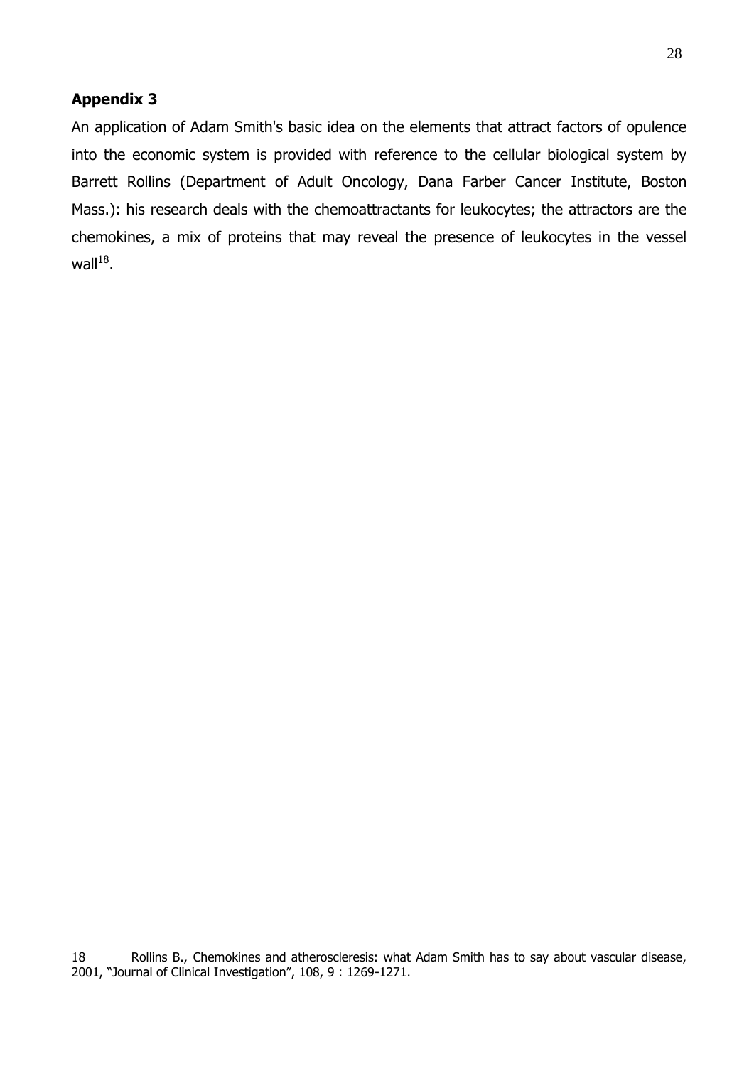## Appendix 3

An application of Adam Smith's basic idea on the elements that attract factors of opulence into the economic system is provided with reference to the cellular biological system by Barrett Rollins (Department of Adult Oncology, Dana Farber Cancer Institute, Boston Mass.): his research deals with the chemoattractants for leukocytes; the attractors are the chemokines, a mix of proteins that may reveal the presence of leukocytes in the vessel wall[18].

---

18 Rollins B., Chemokines and atheroscleresis: what Adam Smith has to say about vascular disease, 2001, "Journal of Clinical Investigation", 108, 9 : 1269-1271.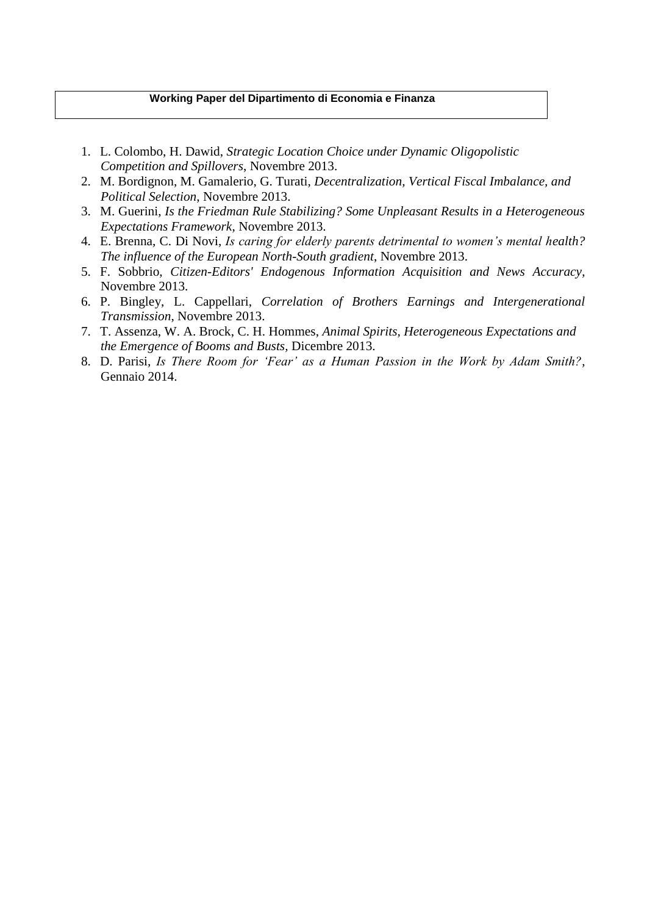**Working Paper del Dipartimento di Economia e Finanza**

1. L. Colombo, H. Dawid, *Strategic Location Choice under Dynamic Oligopolistic Competition and Spillovers*, Novembre 2013.
2. M. Bordignon, M. Gamalerio, G. Turati, *Decentralization, Vertical Fiscal Imbalance, and Political Selection*, Novembre 2013.
3. M. Guerini, *Is the Friedman Rule Stabilizing? Some Unpleasant Results in a Heterogeneous Expectations Framework*, Novembre 2013.
4. E. Brenna, C. Di Novi, *Is caring for elderly parents detrimental to women's mental health? The influence of the European North-South gradient*, Novembre 2013.
5. F. Sobbrio, *Citizen-Editors' Endogenous Information Acquisition and News Accuracy*, Novembre 2013.
6. P. Bingley, L. Cappellari, *Correlation of Brothers Earnings and Intergenerational Transmission*, Novembre 2013.
7. T. Assenza, W. A. Brock, C. H. Hommes, *Animal Spirits, Heterogeneous Expectations and the Emergence of Booms and Busts*, Dicembre 2013.
8. D. Parisi, *Is There Room for 'Fear' as a Human Passion in the Work by Adam Smith?*, Gennaio 2014.